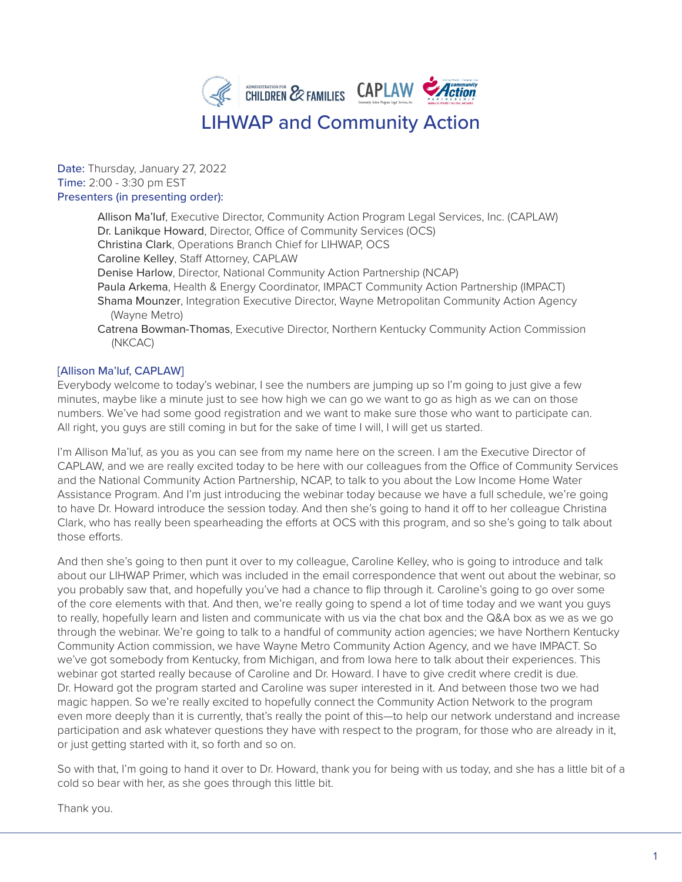# LIHWAP and Community Action

**Date:** Thursday, January 27, 2022
**Time:** 2:00 - 3:30 pm EST
**Presenters (in presenting order):**

- Allison Ma'luf, Executive Director, Community Action Program Legal Services, Inc. (CAPLAW)
- Dr. Lanikque Howard, Director, Office of Community Services (OCS)
- Christina Clark, Operations Branch Chief for LIHWAP, OCS
- Caroline Kelley, Staff Attorney, CAPLAW
- Denise Harlow, Director, National Community Action Partnership (NCAP)
- Paula Arkema, Health & Energy Coordinator, IMPACT Community Action Partnership (IMPACT)
- Shama Mounzer, Integration Executive Director, Wayne Metropolitan Community Action Agency (Wayne Metro)
- Catrena Bowman-Thomas, Executive Director, Northern Kentucky Community Action Commission (NKCAC)

[Allison Ma'luf, CAPLAW]

Everybody welcome to today's webinar, I see the numbers are jumping up so I'm going to just give a few minutes, maybe like a minute just to see how high we can go we want to go as high as we can on those numbers. We've had some good registration and we want to make sure those who want to participate can. All right, you guys are still coming in but for the sake of time I will, I will get us started.

I'm Allison Ma'luf, as you as you can see from my name here on the screen. I am the Executive Director of CAPLAW, and we are really excited today to be here with our colleagues from the Office of Community Services and the National Community Action Partnership, NCAP, to talk to you about the Low Income Home Water Assistance Program. And I'm just introducing the webinar today because we have a full schedule, we're going to have Dr. Howard introduce the session today. And then she's going to hand it off to her colleague Christina Clark, who has really been spearheading the efforts at OCS with this program, and so she's going to talk about those efforts.

And then she's going to then punt it over to my colleague, Caroline Kelley, who is going to introduce and talk about our LIHWAP Primer, which was included in the email correspondence that went out about the webinar, so you probably saw that, and hopefully you've had a chance to flip through it. Caroline's going to go over some of the core elements with that. And then, we're really going to spend a lot of time today and we want you guys to really, hopefully learn and listen and communicate with us via the chat box and the Q&A box as we as we go through the webinar. We're going to talk to a handful of community action agencies; we have Northern Kentucky Community Action commission, we have Wayne Metro Community Action Agency, and we have IMPACT. So we've got somebody from Kentucky, from Michigan, and from Iowa here to talk about their experiences. This webinar got started really because of Caroline and Dr. Howard. I have to give credit where credit is due. Dr. Howard got the program started and Caroline was super interested in it. And between those two we had magic happen. So we're really excited to hopefully connect the Community Action Network to the program even more deeply than it is currently, that's really the point of this—to help our network understand and increase participation and ask whatever questions they have with respect to the program, for those who are already in it, or just getting started with it, so forth and so on.

So with that, I'm going to hand it over to Dr. Howard, thank you for being with us today, and she has a little bit of a cold so bear with her, as she goes through this little bit.

Thank you.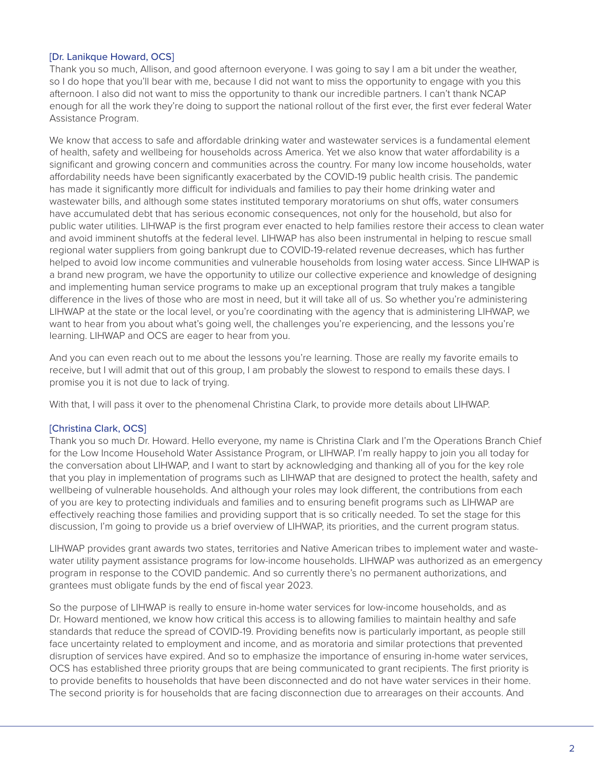[Dr. Lanikque Howard, OCS]
Thank you so much, Allison, and good afternoon everyone. I was going to say I am a bit under the weather, so I do hope that you'll bear with me, because I did not want to miss the opportunity to engage with you this afternoon. I also did not want to miss the opportunity to thank our incredible partners. I can't thank NCAP enough for all the work they're doing to support the national rollout of the first ever, the first ever federal Water Assistance Program.

We know that access to safe and affordable drinking water and wastewater services is a fundamental element of health, safety and wellbeing for households across America. Yet we also know that water affordability is a significant and growing concern and communities across the country. For many low income households, water affordability needs have been significantly exacerbated by the COVID-19 public health crisis. The pandemic has made it significantly more difficult for individuals and families to pay their home drinking water and wastewater bills, and although some states instituted temporary moratoriums on shut offs, water consumers have accumulated debt that has serious economic consequences, not only for the household, but also for public water utilities. LIHWAP is the first program ever enacted to help families restore their access to clean water and avoid imminent shutoffs at the federal level. LIHWAP has also been instrumental in helping to rescue small regional water suppliers from going bankrupt due to COVID-19-related revenue decreases, which has further helped to avoid low income communities and vulnerable households from losing water access. Since LIHWAP is a brand new program, we have the opportunity to utilize our collective experience and knowledge of designing and implementing human service programs to make up an exceptional program that truly makes a tangible difference in the lives of those who are most in need, but it will take all of us. So whether you're administering LIHWAP at the state or the local level, or you're coordinating with the agency that is administering LIHWAP, we want to hear from you about what's going well, the challenges you're experiencing, and the lessons you're learning. LIHWAP and OCS are eager to hear from you.

And you can even reach out to me about the lessons you're learning. Those are really my favorite emails to receive, but I will admit that out of this group, I am probably the slowest to respond to emails these days. I promise you it is not due to lack of trying.

With that, I will pass it over to the phenomenal Christina Clark, to provide more details about LIHWAP.

[Christina Clark, OCS]
Thank you so much Dr. Howard. Hello everyone, my name is Christina Clark and I'm the Operations Branch Chief for the Low Income Household Water Assistance Program, or LIHWAP. I'm really happy to join you all today for the conversation about LIHWAP, and I want to start by acknowledging and thanking all of you for the key role that you play in implementation of programs such as LIHWAP that are designed to protect the health, safety and wellbeing of vulnerable households. And although your roles may look different, the contributions from each of you are key to protecting individuals and families and to ensuring benefit programs such as LIHWAP are effectively reaching those families and providing support that is so critically needed. To set the stage for this discussion, I'm going to provide us a brief overview of LIHWAP, its priorities, and the current program status.

LIHWAP provides grant awards two states, territories and Native American tribes to implement water and waste-water utility payment assistance programs for low-income households. LIHWAP was authorized as an emergency program in response to the COVID pandemic. And so currently there's no permanent authorizations, and grantees must obligate funds by the end of fiscal year 2023.

So the purpose of LIHWAP is really to ensure in-home water services for low-income households, and as Dr. Howard mentioned, we know how critical this access is to allowing families to maintain healthy and safe standards that reduce the spread of COVID-19. Providing benefits now is particularly important, as people still face uncertainty related to employment and income, and as moratoria and similar protections that prevented disruption of services have expired. And so to emphasize the importance of ensuring in-home water services, OCS has established three priority groups that are being communicated to grant recipients. The first priority is to provide benefits to households that have been disconnected and do not have water services in their home. The second priority is for households that are facing disconnection due to arrearages on their accounts. And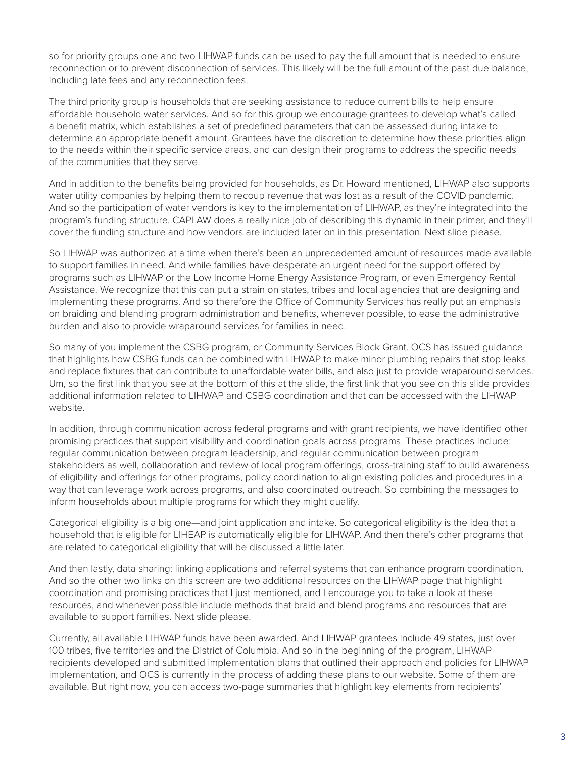so for priority groups one and two LIHWAP funds can be used to pay the full amount that is needed to ensure reconnection or to prevent disconnection of services. This likely will be the full amount of the past due balance, including late fees and any reconnection fees.

The third priority group is households that are seeking assistance to reduce current bills to help ensure affordable household water services. And so for this group we encourage grantees to develop what's called a benefit matrix, which establishes a set of predefined parameters that can be assessed during intake to determine an appropriate benefit amount. Grantees have the discretion to determine how these priorities align to the needs within their specific service areas, and can design their programs to address the specific needs of the communities that they serve.

And in addition to the benefits being provided for households, as Dr. Howard mentioned, LIHWAP also supports water utility companies by helping them to recoup revenue that was lost as a result of the COVID pandemic. And so the participation of water vendors is key to the implementation of LIHWAP, as they're integrated into the program's funding structure. CAPLAW does a really nice job of describing this dynamic in their primer, and they'll cover the funding structure and how vendors are included later on in this presentation. Next slide please.

So LIHWAP was authorized at a time when there's been an unprecedented amount of resources made available to support families in need. And while families have desperate an urgent need for the support offered by programs such as LIHWAP or the Low Income Home Energy Assistance Program, or even Emergency Rental Assistance. We recognize that this can put a strain on states, tribes and local agencies that are designing and implementing these programs. And so therefore the Office of Community Services has really put an emphasis on braiding and blending program administration and benefits, whenever possible, to ease the administrative burden and also to provide wraparound services for families in need.

So many of you implement the CSBG program, or Community Services Block Grant. OCS has issued guidance that highlights how CSBG funds can be combined with LIHWAP to make minor plumbing repairs that stop leaks and replace fixtures that can contribute to unaffordable water bills, and also just to provide wraparound services. Um, so the first link that you see at the bottom of this at the slide, the first link that you see on this slide provides additional information related to LIHWAP and CSBG coordination and that can be accessed with the LIHWAP website.

In addition, through communication across federal programs and with grant recipients, we have identified other promising practices that support visibility and coordination goals across programs. These practices include: regular communication between program leadership, and regular communication between program stakeholders as well, collaboration and review of local program offerings, cross-training staff to build awareness of eligibility and offerings for other programs, policy coordination to align existing policies and procedures in a way that can leverage work across programs, and also coordinated outreach. So combining the messages to inform households about multiple programs for which they might qualify.

Categorical eligibility is a big one—and joint application and intake. So categorical eligibility is the idea that a household that is eligible for LIHEAP is automatically eligible for LIHWAP. And then there's other programs that are related to categorical eligibility that will be discussed a little later.

And then lastly, data sharing: linking applications and referral systems that can enhance program coordination. And so the other two links on this screen are two additional resources on the LIHWAP page that highlight coordination and promising practices that I just mentioned, and I encourage you to take a look at these resources, and whenever possible include methods that braid and blend programs and resources that are available to support families. Next slide please.

Currently, all available LIHWAP funds have been awarded. And LIHWAP grantees include 49 states, just over 100 tribes, five territories and the District of Columbia. And so in the beginning of the program, LIHWAP recipients developed and submitted implementation plans that outlined their approach and policies for LIHWAP implementation, and OCS is currently in the process of adding these plans to our website. Some of them are available. But right now, you can access two-page summaries that highlight key elements from recipients'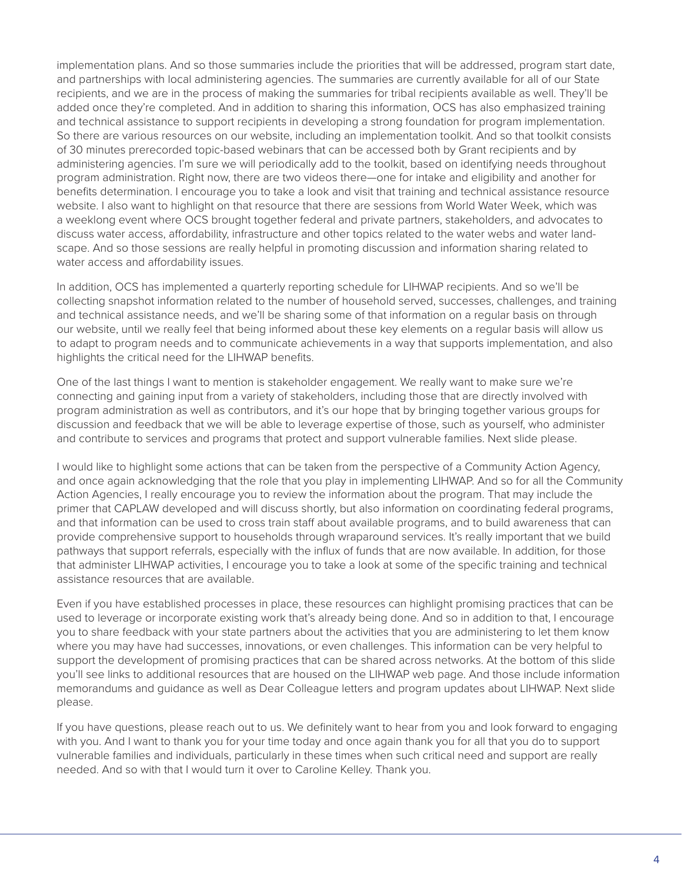implementation plans. And so those summaries include the priorities that will be addressed, program start date, and partnerships with local administering agencies. The summaries are currently available for all of our State recipients, and we are in the process of making the summaries for tribal recipients available as well. They'll be added once they're completed. And in addition to sharing this information, OCS has also emphasized training and technical assistance to support recipients in developing a strong foundation for program implementation. So there are various resources on our website, including an implementation toolkit. And so that toolkit consists of 30 minutes prerecorded topic-based webinars that can be accessed both by Grant recipients and by administering agencies. I'm sure we will periodically add to the toolkit, based on identifying needs throughout program administration. Right now, there are two videos there—one for intake and eligibility and another for benefits determination. I encourage you to take a look and visit that training and technical assistance resource website. I also want to highlight on that resource that there are sessions from World Water Week, which was a weeklong event where OCS brought together federal and private partners, stakeholders, and advocates to discuss water access, affordability, infrastructure and other topics related to the water webs and water landscape. And so those sessions are really helpful in promoting discussion and information sharing related to water access and affordability issues.

In addition, OCS has implemented a quarterly reporting schedule for LIHWAP recipients. And so we'll be collecting snapshot information related to the number of household served, successes, challenges, and training and technical assistance needs, and we'll be sharing some of that information on a regular basis on through our website, until we really feel that being informed about these key elements on a regular basis will allow us to adapt to program needs and to communicate achievements in a way that supports implementation, and also highlights the critical need for the LIHWAP benefits.

One of the last things I want to mention is stakeholder engagement. We really want to make sure we're connecting and gaining input from a variety of stakeholders, including those that are directly involved with program administration as well as contributors, and it's our hope that by bringing together various groups for discussion and feedback that we will be able to leverage expertise of those, such as yourself, who administer and contribute to services and programs that protect and support vulnerable families. Next slide please.

I would like to highlight some actions that can be taken from the perspective of a Community Action Agency, and once again acknowledging that the role that you play in implementing LIHWAP. And so for all the Community Action Agencies, I really encourage you to review the information about the program. That may include the primer that CAPLAW developed and will discuss shortly, but also information on coordinating federal programs, and that information can be used to cross train staff about available programs, and to build awareness that can provide comprehensive support to households through wraparound services. It's really important that we build pathways that support referrals, especially with the influx of funds that are now available. In addition, for those that administer LIHWAP activities, I encourage you to take a look at some of the specific training and technical assistance resources that are available.

Even if you have established processes in place, these resources can highlight promising practices that can be used to leverage or incorporate existing work that's already being done. And so in addition to that, I encourage you to share feedback with your state partners about the activities that you are administering to let them know where you may have had successes, innovations, or even challenges. This information can be very helpful to support the development of promising practices that can be shared across networks. At the bottom of this slide you'll see links to additional resources that are housed on the LIHWAP web page. And those include information memorandums and guidance as well as Dear Colleague letters and program updates about LIHWAP. Next slide please.

If you have questions, please reach out to us. We definitely want to hear from you and look forward to engaging with you. And I want to thank you for your time today and once again thank you for all that you do to support vulnerable families and individuals, particularly in these times when such critical need and support are really needed. And so with that I would turn it over to Caroline Kelley. Thank you.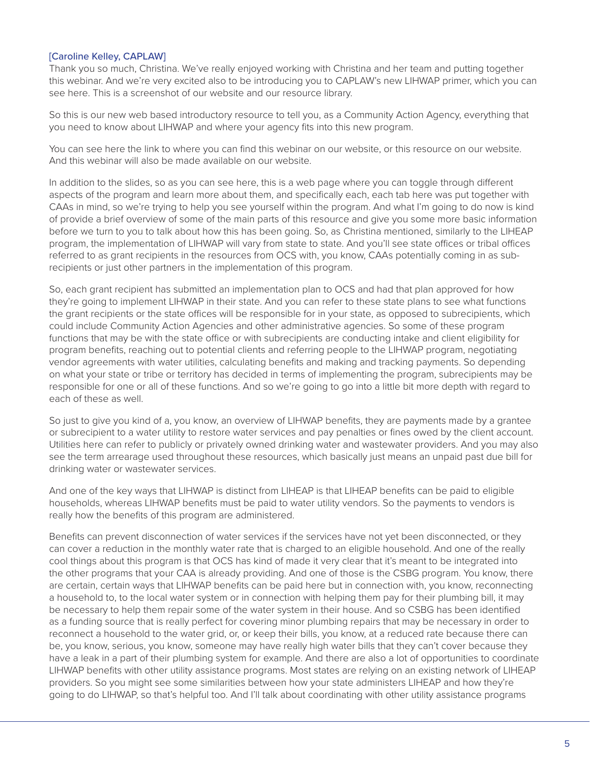[Caroline Kelley, CAPLAW]

Thank you so much, Christina. We've really enjoyed working with Christina and her team and putting together this webinar. And we're very excited also to be introducing you to CAPLAW's new LIHWAP primer, which you can see here. This is a screenshot of our website and our resource library.

So this is our new web based introductory resource to tell you, as a Community Action Agency, everything that you need to know about LIHWAP and where your agency fits into this new program.

You can see here the link to where you can find this webinar on our website, or this resource on our website. And this webinar will also be made available on our website.

In addition to the slides, so as you can see here, this is a web page where you can toggle through different aspects of the program and learn more about them, and specifically each, each tab here was put together with CAAs in mind, so we're trying to help you see yourself within the program. And what I'm going to do now is kind of provide a brief overview of some of the main parts of this resource and give you some more basic information before we turn to you to talk about how this has been going. So, as Christina mentioned, similarly to the LIHEAP program, the implementation of LIHWAP will vary from state to state. And you'll see state offices or tribal offices referred to as grant recipients in the resources from OCS with, you know, CAAs potentially coming in as sub-recipients or just other partners in the implementation of this program.

So, each grant recipient has submitted an implementation plan to OCS and had that plan approved for how they're going to implement LIHWAP in their state. And you can refer to these state plans to see what functions the grant recipients or the state offices will be responsible for in your state, as opposed to subrecipients, which could include Community Action Agencies and other administrative agencies. So some of these program functions that may be with the state office or with subrecipients are conducting intake and client eligibility for program benefits, reaching out to potential clients and referring people to the LIHWAP program, negotiating vendor agreements with water utilities, calculating benefits and making and tracking payments. So depending on what your state or tribe or territory has decided in terms of implementing the program, subrecipients may be responsible for one or all of these functions. And so we're going to go into a little bit more depth with regard to each of these as well.

So just to give you kind of a, you know, an overview of LIHWAP benefits, they are payments made by a grantee or subrecipient to a water utility to restore water services and pay penalties or fines owed by the client account. Utilities here can refer to publicly or privately owned drinking water and wastewater providers. And you may also see the term arrearage used throughout these resources, which basically just means an unpaid past due bill for drinking water or wastewater services.

And one of the key ways that LIHWAP is distinct from LIHEAP is that LIHEAP benefits can be paid to eligible households, whereas LIHWAP benefits must be paid to water utility vendors. So the payments to vendors is really how the benefits of this program are administered.

Benefits can prevent disconnection of water services if the services have not yet been disconnected, or they can cover a reduction in the monthly water rate that is charged to an eligible household. And one of the really cool things about this program is that OCS has kind of made it very clear that it's meant to be integrated into the other programs that your CAA is already providing. And one of those is the CSBG program. You know, there are certain, certain ways that LIHWAP benefits can be paid here but in connection with, you know, reconnecting a household to, to the local water system or in connection with helping them pay for their plumbing bill, it may be necessary to help them repair some of the water system in their house. And so CSBG has been identified as a funding source that is really perfect for covering minor plumbing repairs that may be necessary in order to reconnect a household to the water grid, or, or keep their bills, you know, at a reduced rate because there can be, you know, serious, you know, someone may have really high water bills that they can't cover because they have a leak in a part of their plumbing system for example. And there are also a lot of opportunities to coordinate LIHWAP benefits with other utility assistance programs. Most states are relying on an existing network of LIHEAP providers. So you might see some similarities between how your state administers LIHEAP and how they're going to do LIHWAP, so that's helpful too. And I'll talk about coordinating with other utility assistance programs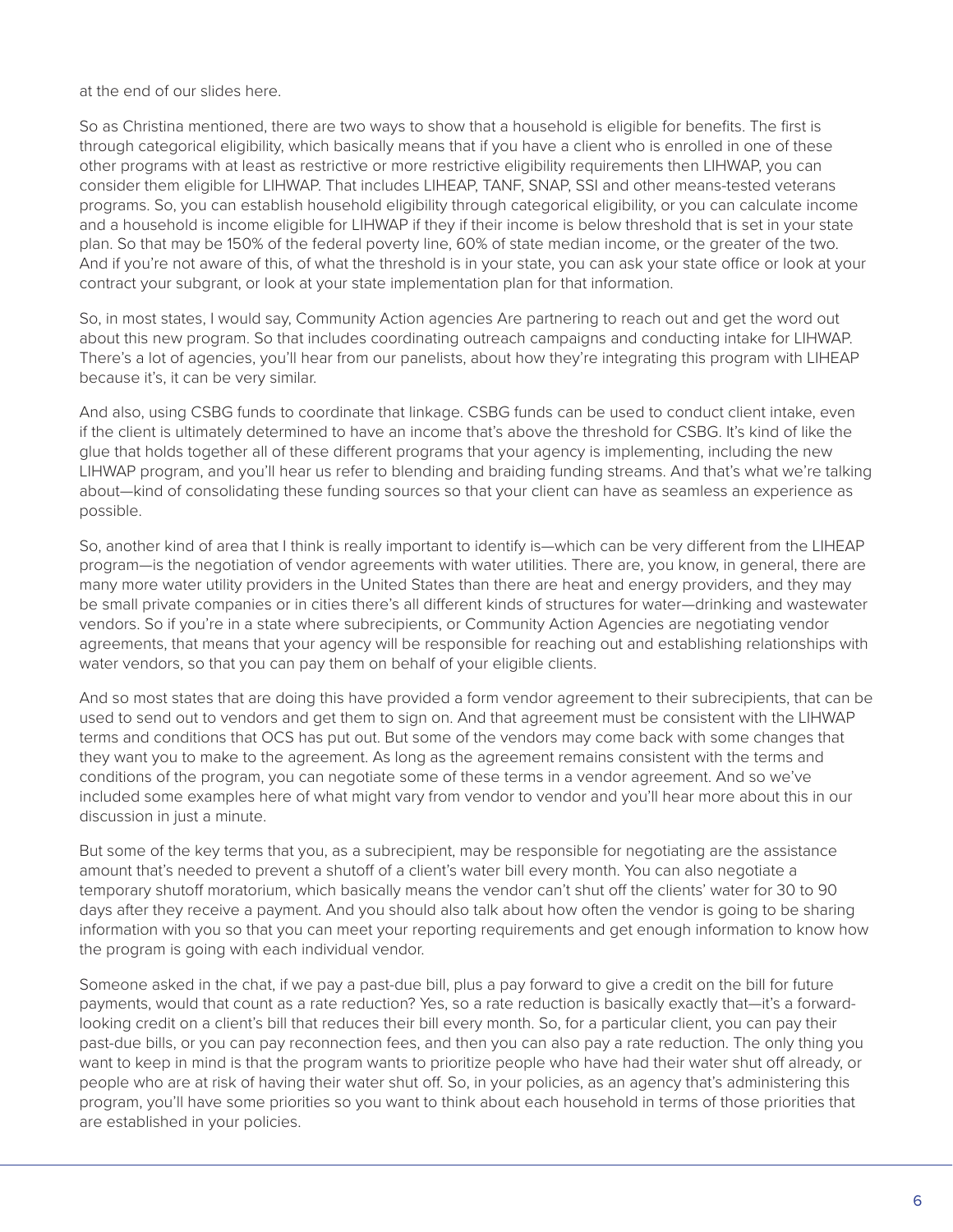at the end of our slides here.

So as Christina mentioned, there are two ways to show that a household is eligible for benefits. The first is through categorical eligibility, which basically means that if you have a client who is enrolled in one of these other programs with at least as restrictive or more restrictive eligibility requirements then LIHWAP, you can consider them eligible for LIHWAP. That includes LIHEAP, TANF, SNAP, SSI and other means-tested veterans programs. So, you can establish household eligibility through categorical eligibility, or you can calculate income and a household is income eligible for LIHWAP if they if their income is below threshold that is set in your state plan. So that may be 150% of the federal poverty line, 60% of state median income, or the greater of the two. And if you're not aware of this, of what the threshold is in your state, you can ask your state office or look at your contract your subgrant, or look at your state implementation plan for that information.

So, in most states, I would say, Community Action agencies Are partnering to reach out and get the word out about this new program. So that includes coordinating outreach campaigns and conducting intake for LIHWAP. There's a lot of agencies, you'll hear from our panelists, about how they're integrating this program with LIHEAP because it's, it can be very similar.

And also, using CSBG funds to coordinate that linkage. CSBG funds can be used to conduct client intake, even if the client is ultimately determined to have an income that's above the threshold for CSBG. It's kind of like the glue that holds together all of these different programs that your agency is implementing, including the new LIHWAP program, and you'll hear us refer to blending and braiding funding streams. And that's what we're talking about—kind of consolidating these funding sources so that your client can have as seamless an experience as possible.

So, another kind of area that I think is really important to identify is—which can be very different from the LIHEAP program—is the negotiation of vendor agreements with water utilities. There are, you know, in general, there are many more water utility providers in the United States than there are heat and energy providers, and they may be small private companies or in cities there's all different kinds of structures for water—drinking and wastewater vendors. So if you're in a state where subrecipients, or Community Action Agencies are negotiating vendor agreements, that means that your agency will be responsible for reaching out and establishing relationships with water vendors, so that you can pay them on behalf of your eligible clients.

And so most states that are doing this have provided a form vendor agreement to their subrecipients, that can be used to send out to vendors and get them to sign on. And that agreement must be consistent with the LIHWAP terms and conditions that OCS has put out. But some of the vendors may come back with some changes that they want you to make to the agreement. As long as the agreement remains consistent with the terms and conditions of the program, you can negotiate some of these terms in a vendor agreement. And so we've included some examples here of what might vary from vendor to vendor and you'll hear more about this in our discussion in just a minute.

But some of the key terms that you, as a subrecipient, may be responsible for negotiating are the assistance amount that's needed to prevent a shutoff of a client's water bill every month. You can also negotiate a temporary shutoff moratorium, which basically means the vendor can't shut off the clients' water for 30 to 90 days after they receive a payment. And you should also talk about how often the vendor is going to be sharing information with you so that you can meet your reporting requirements and get enough information to know how the program is going with each individual vendor.

Someone asked in the chat, if we pay a past-due bill, plus a pay forward to give a credit on the bill for future payments, would that count as a rate reduction? Yes, so a rate reduction is basically exactly that—it's a forward-looking credit on a client's bill that reduces their bill every month. So, for a particular client, you can pay their past-due bills, or you can pay reconnection fees, and then you can also pay a rate reduction. The only thing you want to keep in mind is that the program wants to prioritize people who have had their water shut off already, or people who are at risk of having their water shut off. So, in your policies, as an agency that's administering this program, you'll have some priorities so you want to think about each household in terms of those priorities that are established in your policies.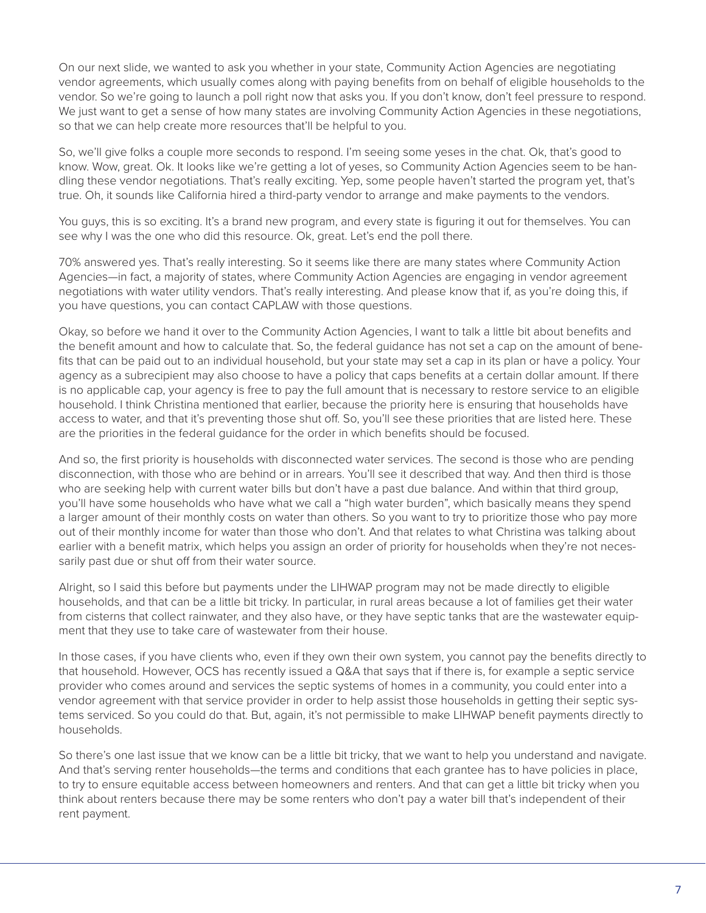On our next slide, we wanted to ask you whether in your state, Community Action Agencies are negotiating vendor agreements, which usually comes along with paying benefits from on behalf of eligible households to the vendor. So we're going to launch a poll right now that asks you. If you don't know, don't feel pressure to respond. We just want to get a sense of how many states are involving Community Action Agencies in these negotiations, so that we can help create more resources that'll be helpful to you.

So, we'll give folks a couple more seconds to respond. I'm seeing some yeses in the chat. Ok, that's good to know. Wow, great. Ok. It looks like we're getting a lot of yeses, so Community Action Agencies seem to be handling these vendor negotiations. That's really exciting. Yep, some people haven't started the program yet, that's true. Oh, it sounds like California hired a third-party vendor to arrange and make payments to the vendors.

You guys, this is so exciting. It's a brand new program, and every state is figuring it out for themselves. You can see why I was the one who did this resource. Ok, great. Let's end the poll there.

70% answered yes. That's really interesting. So it seems like there are many states where Community Action Agencies—in fact, a majority of states, where Community Action Agencies are engaging in vendor agreement negotiations with water utility vendors. That's really interesting. And please know that if, as you're doing this, if you have questions, you can contact CAPLAW with those questions.

Okay, so before we hand it over to the Community Action Agencies, I want to talk a little bit about benefits and the benefit amount and how to calculate that. So, the federal guidance has not set a cap on the amount of benefits that can be paid out to an individual household, but your state may set a cap in its plan or have a policy. Your agency as a subrecipient may also choose to have a policy that caps benefits at a certain dollar amount. If there is no applicable cap, your agency is free to pay the full amount that is necessary to restore service to an eligible household. I think Christina mentioned that earlier, because the priority here is ensuring that households have access to water, and that it's preventing those shut off. So, you'll see these priorities that are listed here. These are the priorities in the federal guidance for the order in which benefits should be focused.

And so, the first priority is households with disconnected water services. The second is those who are pending disconnection, with those who are behind or in arrears. You'll see it described that way. And then third is those who are seeking help with current water bills but don't have a past due balance. And within that third group, you'll have some households who have what we call a "high water burden", which basically means they spend a larger amount of their monthly costs on water than others. So you want to try to prioritize those who pay more out of their monthly income for water than those who don't. And that relates to what Christina was talking about earlier with a benefit matrix, which helps you assign an order of priority for households when they're not necessarily past due or shut off from their water source.

Alright, so I said this before but payments under the LIHWAP program may not be made directly to eligible households, and that can be a little bit tricky. In particular, in rural areas because a lot of families get their water from cisterns that collect rainwater, and they also have, or they have septic tanks that are the wastewater equipment that they use to take care of wastewater from their house.

In those cases, if you have clients who, even if they own their own system, you cannot pay the benefits directly to that household. However, OCS has recently issued a Q&A that says that if there is, for example a septic service provider who comes around and services the septic systems of homes in a community, you could enter into a vendor agreement with that service provider in order to help assist those households in getting their septic systems serviced. So you could do that. But, again, it's not permissible to make LIHWAP benefit payments directly to households.

So there's one last issue that we know can be a little bit tricky, that we want to help you understand and navigate. And that's serving renter households—the terms and conditions that each grantee has to have policies in place, to try to ensure equitable access between homeowners and renters. And that can get a little bit tricky when you think about renters because there may be some renters who don't pay a water bill that's independent of their rent payment.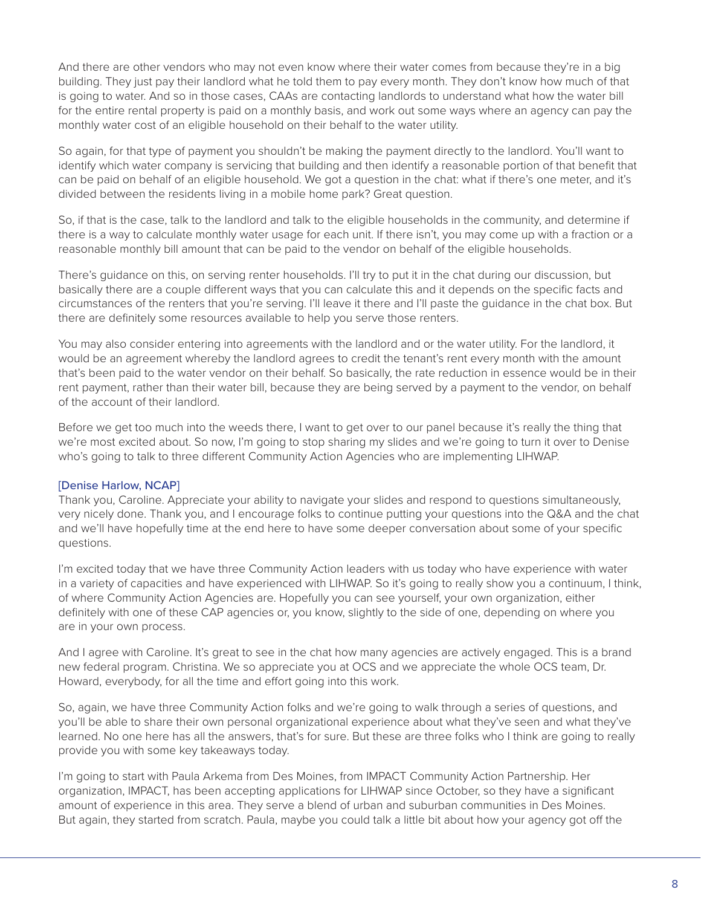And there are other vendors who may not even know where their water comes from because they're in a big building. They just pay their landlord what he told them to pay every month. They don't know how much of that is going to water. And so in those cases, CAAs are contacting landlords to understand what how the water bill for the entire rental property is paid on a monthly basis, and work out some ways where an agency can pay the monthly water cost of an eligible household on their behalf to the water utility.

So again, for that type of payment you shouldn't be making the payment directly to the landlord. You'll want to identify which water company is servicing that building and then identify a reasonable portion of that benefit that can be paid on behalf of an eligible household. We got a question in the chat: what if there's one meter, and it's divided between the residents living in a mobile home park? Great question.

So, if that is the case, talk to the landlord and talk to the eligible households in the community, and determine if there is a way to calculate monthly water usage for each unit. If there isn't, you may come up with a fraction or a reasonable monthly bill amount that can be paid to the vendor on behalf of the eligible households.

There's guidance on this, on serving renter households. I'll try to put it in the chat during our discussion, but basically there are a couple different ways that you can calculate this and it depends on the specific facts and circumstances of the renters that you're serving. I'll leave it there and I'll paste the guidance in the chat box. But there are definitely some resources available to help you serve those renters.

You may also consider entering into agreements with the landlord and or the water utility. For the landlord, it would be an agreement whereby the landlord agrees to credit the tenant's rent every month with the amount that's been paid to the water vendor on their behalf. So basically, the rate reduction in essence would be in their rent payment, rather than their water bill, because they are being served by a payment to the vendor, on behalf of the account of their landlord.

Before we get too much into the weeds there, I want to get over to our panel because it's really the thing that we're most excited about. So now, I'm going to stop sharing my slides and we're going to turn it over to Denise who's going to talk to three different Community Action Agencies who are implementing LIHWAP.

[Denise Harlow, NCAP]
Thank you, Caroline. Appreciate your ability to navigate your slides and respond to questions simultaneously, very nicely done. Thank you, and I encourage folks to continue putting your questions into the Q&A and the chat and we'll have hopefully time at the end here to have some deeper conversation about some of your specific questions.

I'm excited today that we have three Community Action leaders with us today who have experience with water in a variety of capacities and have experienced with LIHWAP. So it's going to really show you a continuum, I think, of where Community Action Agencies are. Hopefully you can see yourself, your own organization, either definitely with one of these CAP agencies or, you know, slightly to the side of one, depending on where you are in your own process.

And I agree with Caroline. It's great to see in the chat how many agencies are actively engaged. This is a brand new federal program. Christina. We so appreciate you at OCS and we appreciate the whole OCS team, Dr. Howard, everybody, for all the time and effort going into this work.

So, again, we have three Community Action folks and we're going to walk through a series of questions, and you'll be able to share their own personal organizational experience about what they've seen and what they've learned. No one here has all the answers, that's for sure. But these are three folks who I think are going to really provide you with some key takeaways today.

I'm going to start with Paula Arkema from Des Moines, from IMPACT Community Action Partnership. Her organization, IMPACT, has been accepting applications for LIHWAP since October, so they have a significant amount of experience in this area. They serve a blend of urban and suburban communities in Des Moines. But again, they started from scratch. Paula, maybe you could talk a little bit about how your agency got off the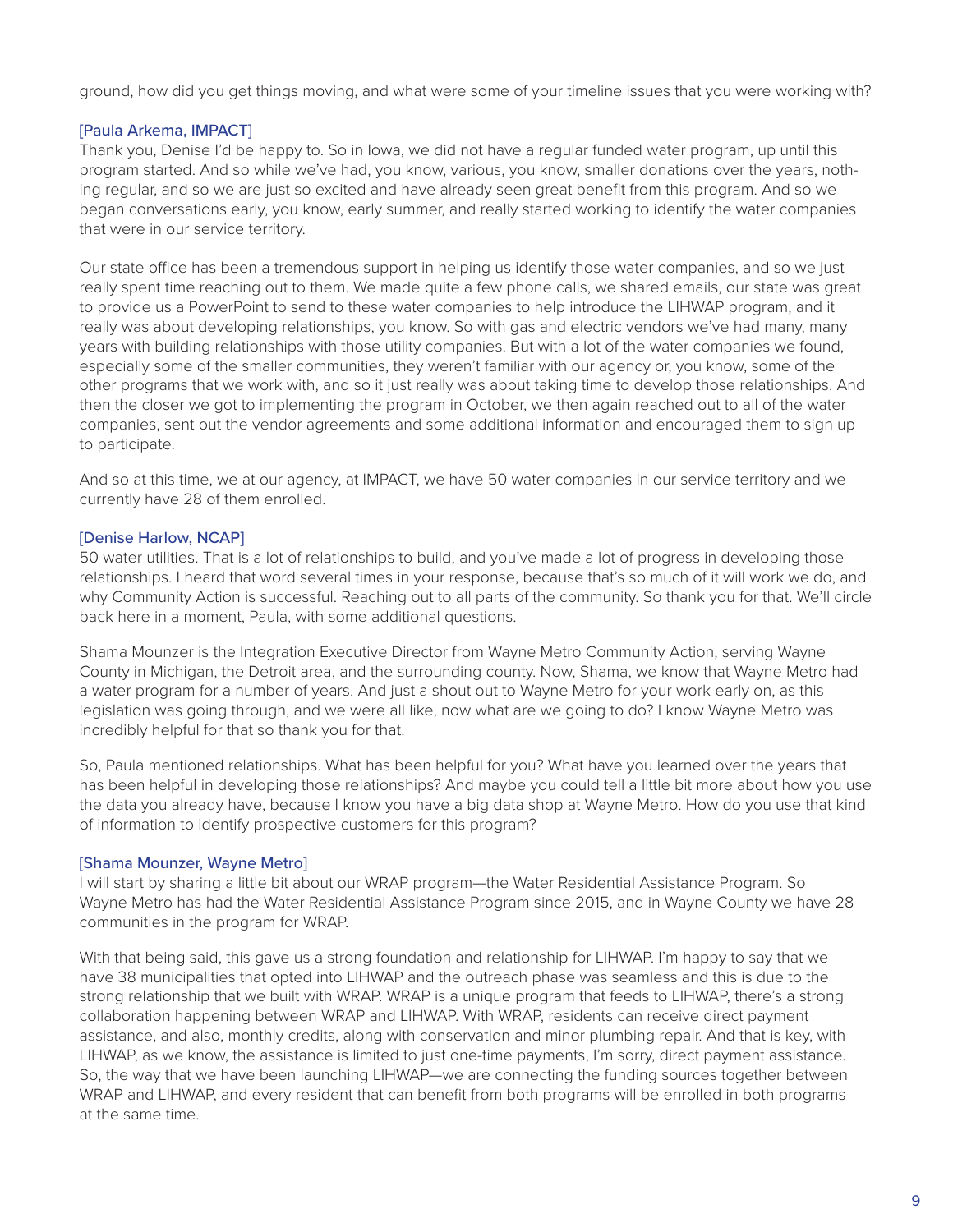ground, how did you get things moving, and what were some of your timeline issues that you were working with?

[Paula Arkema, IMPACT]
Thank you, Denise I'd be happy to. So in Iowa, we did not have a regular funded water program, up until this program started. And so while we've had, you know, various, you know, smaller donations over the years, nothing regular, and so we are just so excited and have already seen great benefit from this program. And so we began conversations early, you know, early summer, and really started working to identify the water companies that were in our service territory.

Our state office has been a tremendous support in helping us identify those water companies, and so we just really spent time reaching out to them. We made quite a few phone calls, we shared emails, our state was great to provide us a PowerPoint to send to these water companies to help introduce the LIHWAP program, and it really was about developing relationships, you know. So with gas and electric vendors we've had many, many years with building relationships with those utility companies. But with a lot of the water companies we found, especially some of the smaller communities, they weren't familiar with our agency or, you know, some of the other programs that we work with, and so it just really was about taking time to develop those relationships. And then the closer we got to implementing the program in October, we then again reached out to all of the water companies, sent out the vendor agreements and some additional information and encouraged them to sign up to participate.

And so at this time, we at our agency, at IMPACT, we have 50 water companies in our service territory and we currently have 28 of them enrolled.

[Denise Harlow, NCAP]
50 water utilities. That is a lot of relationships to build, and you've made a lot of progress in developing those relationships. I heard that word several times in your response, because that's so much of it will work we do, and why Community Action is successful. Reaching out to all parts of the community. So thank you for that. We'll circle back here in a moment, Paula, with some additional questions.

Shama Mounzer is the Integration Executive Director from Wayne Metro Community Action, serving Wayne County in Michigan, the Detroit area, and the surrounding county. Now, Shama, we know that Wayne Metro had a water program for a number of years. And just a shout out to Wayne Metro for your work early on, as this legislation was going through, and we were all like, now what are we going to do? I know Wayne Metro was incredibly helpful for that so thank you for that.

So, Paula mentioned relationships. What has been helpful for you? What have you learned over the years that has been helpful in developing those relationships? And maybe you could tell a little bit more about how you use the data you already have, because I know you have a big data shop at Wayne Metro. How do you use that kind of information to identify prospective customers for this program?

[Shama Mounzer, Wayne Metro]
I will start by sharing a little bit about our WRAP program—the Water Residential Assistance Program. So Wayne Metro has had the Water Residential Assistance Program since 2015, and in Wayne County we have 28 communities in the program for WRAP.

With that being said, this gave us a strong foundation and relationship for LIHWAP. I'm happy to say that we have 38 municipalities that opted into LIHWAP and the outreach phase was seamless and this is due to the strong relationship that we built with WRAP. WRAP is a unique program that feeds to LIHWAP, there's a strong collaboration happening between WRAP and LIHWAP. With WRAP, residents can receive direct payment assistance, and also, monthly credits, along with conservation and minor plumbing repair. And that is key, with LIHWAP, as we know, the assistance is limited to just one-time payments, I'm sorry, direct payment assistance. So, the way that we have been launching LIHWAP—we are connecting the funding sources together between WRAP and LIHWAP, and every resident that can benefit from both programs will be enrolled in both programs at the same time.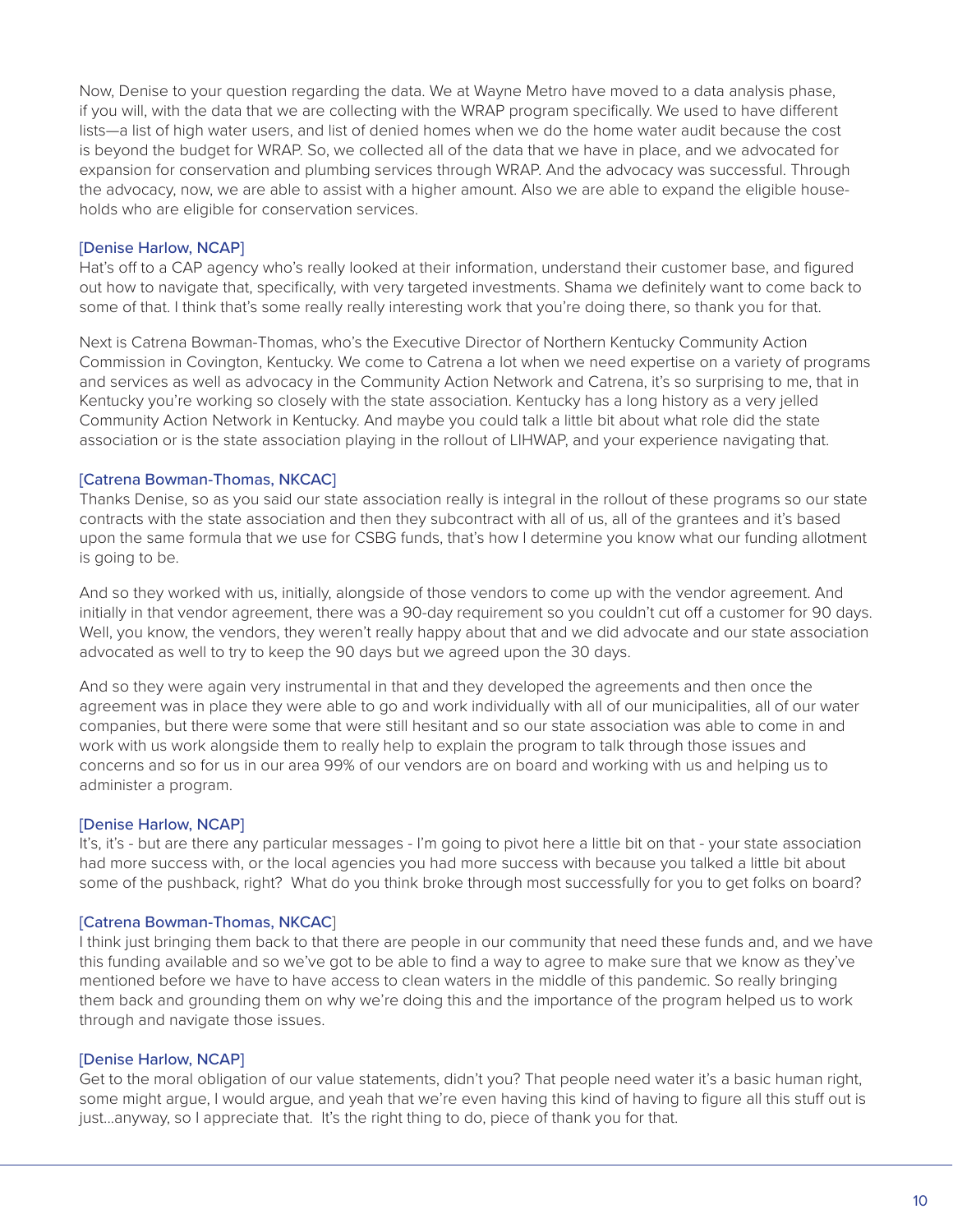Now, Denise to your question regarding the data. We at Wayne Metro have moved to a data analysis phase, if you will, with the data that we are collecting with the WRAP program specifically. We used to have different lists—a list of high water users, and list of denied homes when we do the home water audit because the cost is beyond the budget for WRAP. So, we collected all of the data that we have in place, and we advocated for expansion for conservation and plumbing services through WRAP. And the advocacy was successful. Through the advocacy, now, we are able to assist with a higher amount. Also we are able to expand the eligible households who are eligible for conservation services.

[Denise Harlow, NCAP]
Hat's off to a CAP agency who's really looked at their information, understand their customer base, and figured out how to navigate that, specifically, with very targeted investments. Shama we definitely want to come back to some of that. I think that's some really really interesting work that you're doing there, so thank you for that.

Next is Catrena Bowman-Thomas, who's the Executive Director of Northern Kentucky Community Action Commission in Covington, Kentucky. We come to Catrena a lot when we need expertise on a variety of programs and services as well as advocacy in the Community Action Network and Catrena, it's so surprising to me, that in Kentucky you're working so closely with the state association. Kentucky has a long history as a very jelled Community Action Network in Kentucky. And maybe you could talk a little bit about what role did the state association or is the state association playing in the rollout of LIHWAP, and your experience navigating that.

[Catrena Bowman-Thomas, NKCAC]
Thanks Denise, so as you said our state association really is integral in the rollout of these programs so our state contracts with the state association and then they subcontract with all of us, all of the grantees and it's based upon the same formula that we use for CSBG funds, that's how I determine you know what our funding allotment is going to be.

And so they worked with us, initially, alongside of those vendors to come up with the vendor agreement. And initially in that vendor agreement, there was a 90-day requirement so you couldn't cut off a customer for 90 days. Well, you know, the vendors, they weren't really happy about that and we did advocate and our state association advocated as well to try to keep the 90 days but we agreed upon the 30 days.

And so they were again very instrumental in that and they developed the agreements and then once the agreement was in place they were able to go and work individually with all of our municipalities, all of our water companies, but there were some that were still hesitant and so our state association was able to come in and work with us work alongside them to really help to explain the program to talk through those issues and concerns and so for us in our area 99% of our vendors are on board and working with us and helping us to administer a program.

[Denise Harlow, NCAP]
It's, it's - but are there any particular messages - I'm going to pivot here a little bit on that - your state association had more success with, or the local agencies you had more success with because you talked a little bit about some of the pushback, right? What do you think broke through most successfully for you to get folks on board?

[Catrena Bowman-Thomas, NKCAC]
I think just bringing them back to that there are people in our community that need these funds and, and we have this funding available and so we've got to be able to find a way to agree to make sure that we know as they've mentioned before we have to have access to clean waters in the middle of this pandemic. So really bringing them back and grounding them on why we're doing this and the importance of the program helped us to work through and navigate those issues.

[Denise Harlow, NCAP]
Get to the moral obligation of our value statements, didn't you? That people need water it's a basic human right, some might argue, I would argue, and yeah that we're even having this kind of having to figure all this stuff out is just...anyway, so I appreciate that. It's the right thing to do, piece of thank you for that.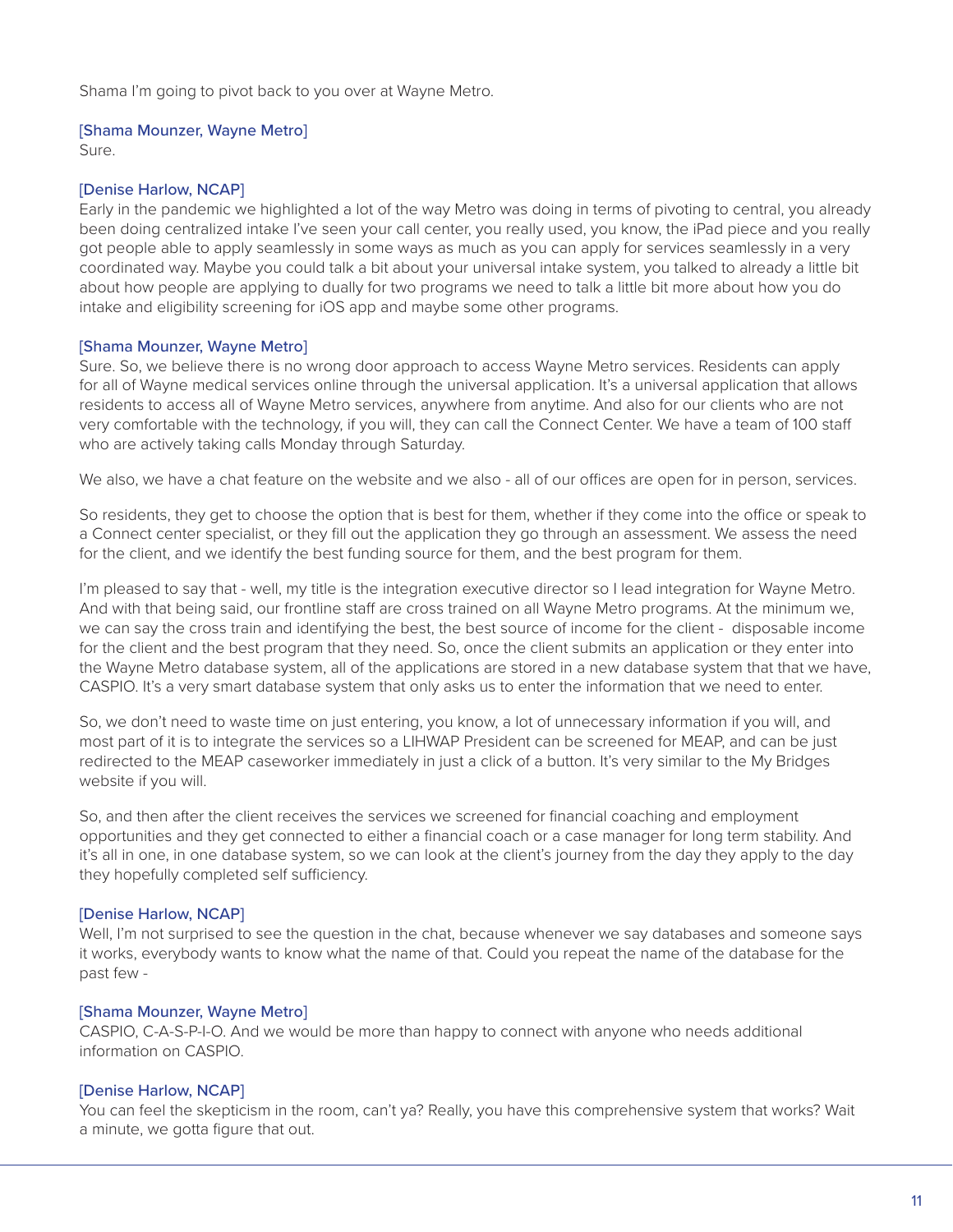Shama I'm going to pivot back to you over at Wayne Metro.

[Shama Mounzer, Wayne Metro]
Sure.

[Denise Harlow, NCAP]
Early in the pandemic we highlighted a lot of the way Metro was doing in terms of pivoting to central, you already been doing centralized intake I've seen your call center, you really used, you know, the iPad piece and you really got people able to apply seamlessly in some ways as much as you can apply for services seamlessly in a very coordinated way. Maybe you could talk a bit about your universal intake system, you talked to already a little bit about how people are applying to dually for two programs we need to talk a little bit more about how you do intake and eligibility screening for iOS app and maybe some other programs.

[Shama Mounzer, Wayne Metro]
Sure. So, we believe there is no wrong door approach to access Wayne Metro services. Residents can apply for all of Wayne medical services online through the universal application. It's a universal application that allows residents to access all of Wayne Metro services, anywhere from anytime. And also for our clients who are not very comfortable with the technology, if you will, they can call the Connect Center. We have a team of 100 staff who are actively taking calls Monday through Saturday.

We also, we have a chat feature on the website and we also - all of our offices are open for in person, services.

So residents, they get to choose the option that is best for them, whether if they come into the office or speak to a Connect center specialist, or they fill out the application they go through an assessment. We assess the need for the client, and we identify the best funding source for them, and the best program for them.

I'm pleased to say that - well, my title is the integration executive director so I lead integration for Wayne Metro. And with that being said, our frontline staff are cross trained on all Wayne Metro programs. At the minimum we, we can say the cross train and identifying the best, the best source of income for the client - disposable income for the client and the best program that they need. So, once the client submits an application or they enter into the Wayne Metro database system, all of the applications are stored in a new database system that that we have, CASPIO. It's a very smart database system that only asks us to enter the information that we need to enter.

So, we don't need to waste time on just entering, you know, a lot of unnecessary information if you will, and most part of it is to integrate the services so a LIHWAP President can be screened for MEAP, and can be just redirected to the MEAP caseworker immediately in just a click of a button. It's very similar to the My Bridges website if you will.

So, and then after the client receives the services we screened for financial coaching and employment opportunities and they get connected to either a financial coach or a case manager for long term stability. And it's all in one, in one database system, so we can look at the client's journey from the day they apply to the day they hopefully completed self sufficiency.

[Denise Harlow, NCAP]
Well, I'm not surprised to see the question in the chat, because whenever we say databases and someone says it works, everybody wants to know what the name of that. Could you repeat the name of the database for the past few -

[Shama Mounzer, Wayne Metro]
CASPIO, C-A-S-P-I-O. And we would be more than happy to connect with anyone who needs additional information on CASPIO.

[Denise Harlow, NCAP]
You can feel the skepticism in the room, can't ya? Really, you have this comprehensive system that works? Wait a minute, we gotta figure that out.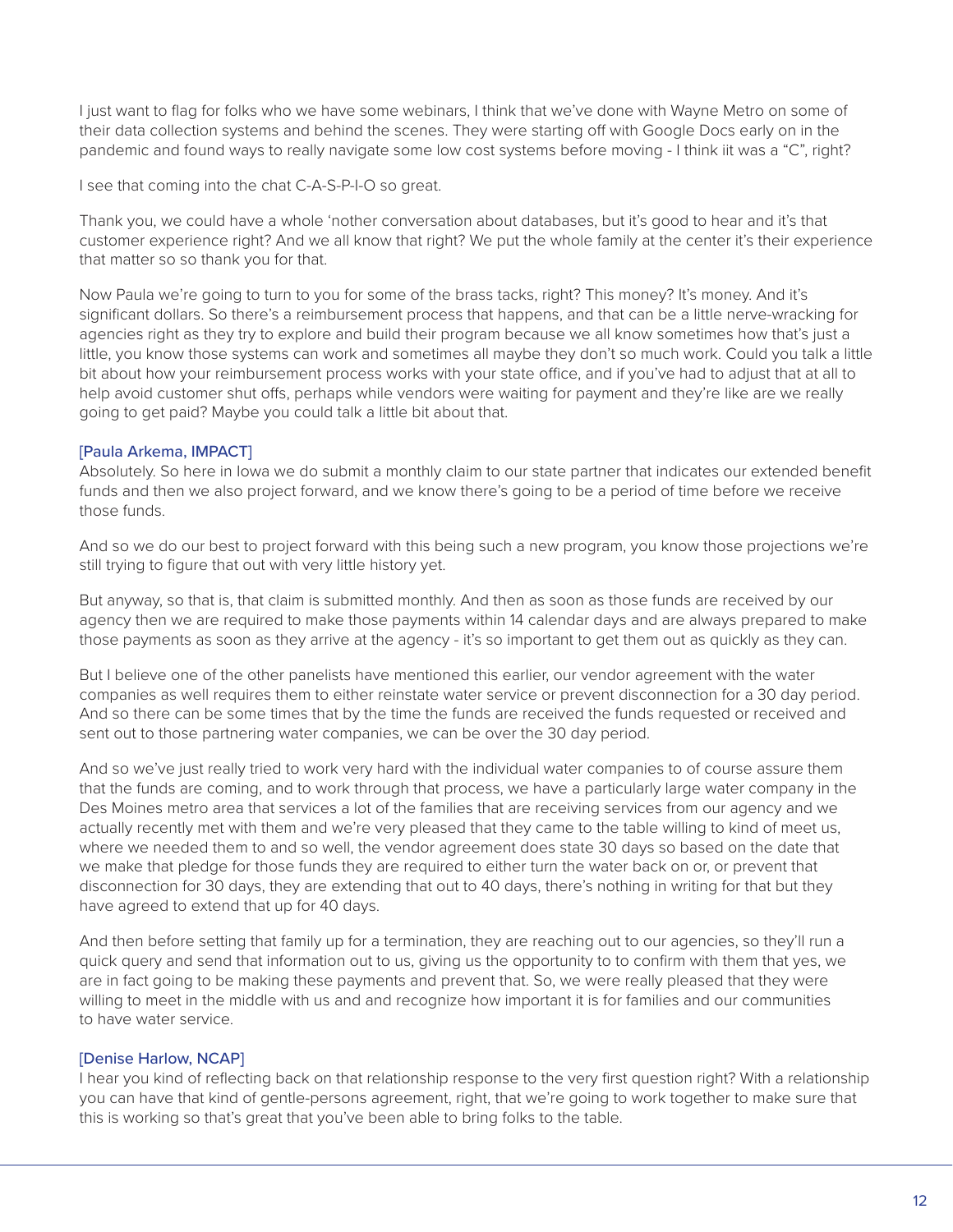I just want to flag for folks who we have some webinars, I think that we've done with Wayne Metro on some of their data collection systems and behind the scenes. They were starting off with Google Docs early on in the pandemic and found ways to really navigate some low cost systems before moving - I think iit was a "C", right?

I see that coming into the chat C-A-S-P-I-O so great.

Thank you, we could have a whole 'nother conversation about databases, but it's good to hear and it's that customer experience right? And we all know that right? We put the whole family at the center it's their experience that matter so so thank you for that.

Now Paula we're going to turn to you for some of the brass tacks, right? This money? It's money. And it's significant dollars. So there's a reimbursement process that happens, and that can be a little nerve-wracking for agencies right as they try to explore and build their program because we all know sometimes how that's just a little, you know those systems can work and sometimes all maybe they don't so much work. Could you talk a little bit about how your reimbursement process works with your state office, and if you've had to adjust that at all to help avoid customer shut offs, perhaps while vendors were waiting for payment and they're like are we really going to get paid? Maybe you could talk a little bit about that.

[Paula Arkema, IMPACT]
Absolutely. So here in Iowa we do submit a monthly claim to our state partner that indicates our extended benefit funds and then we also project forward, and we know there's going to be a period of time before we receive those funds.

And so we do our best to project forward with this being such a new program, you know those projections we're still trying to figure that out with very little history yet.

But anyway, so that is, that claim is submitted monthly. And then as soon as those funds are received by our agency then we are required to make those payments within 14 calendar days and are always prepared to make those payments as soon as they arrive at the agency - it's so important to get them out as quickly as they can.

But I believe one of the other panelists have mentioned this earlier, our vendor agreement with the water companies as well requires them to either reinstate water service or prevent disconnection for a 30 day period. And so there can be some times that by the time the funds are received the funds requested or received and sent out to those partnering water companies, we can be over the 30 day period.

And so we've just really tried to work very hard with the individual water companies to of course assure them that the funds are coming, and to work through that process, we have a particularly large water company in the Des Moines metro area that services a lot of the families that are receiving services from our agency and we actually recently met with them and we're very pleased that they came to the table willing to kind of meet us, where we needed them to and so well, the vendor agreement does state 30 days so based on the date that we make that pledge for those funds they are required to either turn the water back on or, or prevent that disconnection for 30 days, they are extending that out to 40 days, there's nothing in writing for that but they have agreed to extend that up for 40 days.

And then before setting that family up for a termination, they are reaching out to our agencies, so they'll run a quick query and send that information out to us, giving us the opportunity to to confirm with them that yes, we are in fact going to be making these payments and prevent that. So, we were really pleased that they were willing to meet in the middle with us and and recognize how important it is for families and our communities to have water service.

[Denise Harlow, NCAP]
I hear you kind of reflecting back on that relationship response to the very first question right? With a relationship you can have that kind of gentle-persons agreement, right, that we're going to work together to make sure that this is working so that's great that you've been able to bring folks to the table.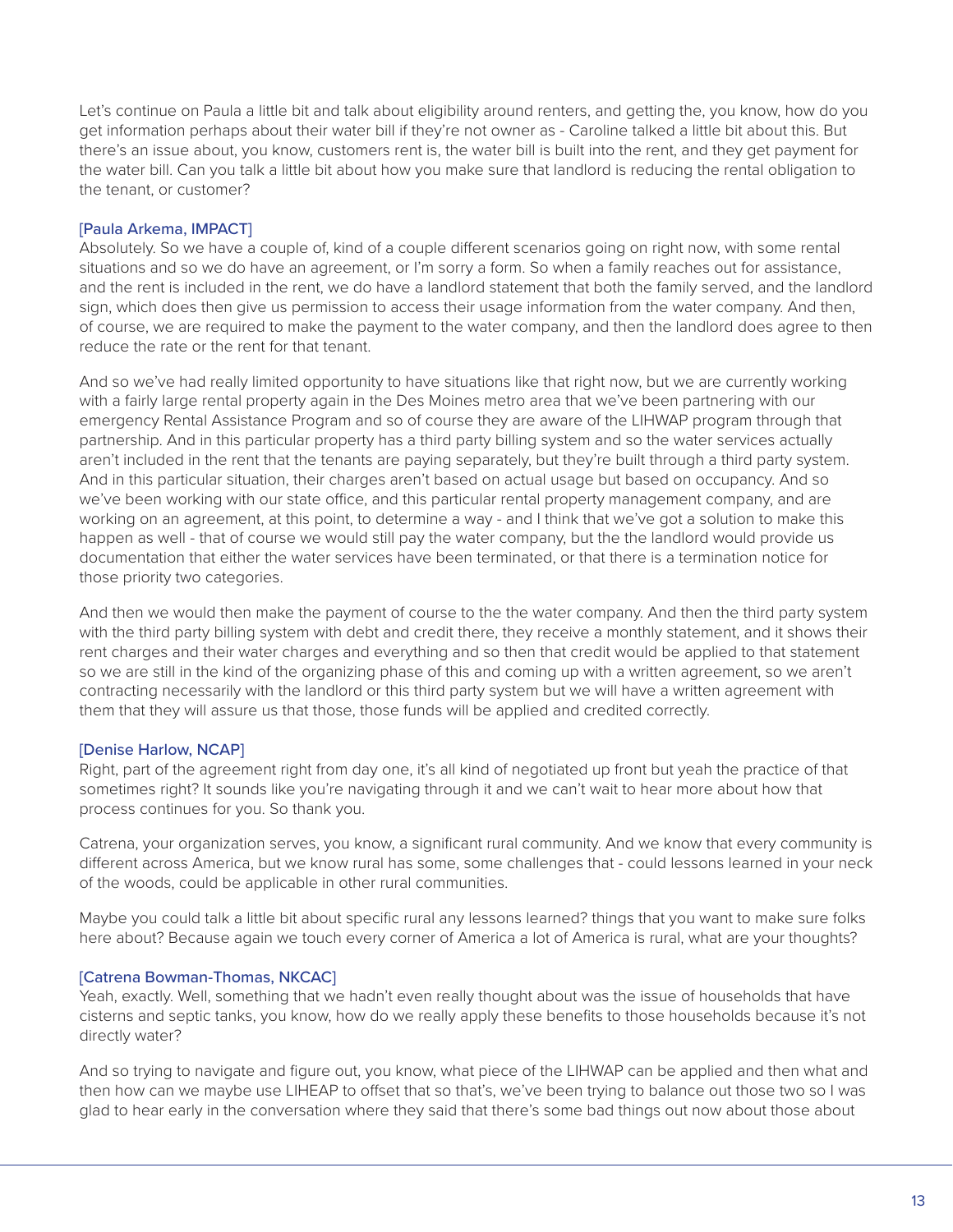Let's continue on Paula a little bit and talk about eligibility around renters, and getting the, you know, how do you get information perhaps about their water bill if they're not owner as - Caroline talked a little bit about this. But there's an issue about, you know, customers rent is, the water bill is built into the rent, and they get payment for the water bill. Can you talk a little bit about how you make sure that landlord is reducing the rental obligation to the tenant, or customer?

[Paula Arkema, IMPACT]
Absolutely. So we have a couple of, kind of a couple different scenarios going on right now, with some rental situations and so we do have an agreement, or I'm sorry a form. So when a family reaches out for assistance, and the rent is included in the rent, we do have a landlord statement that both the family served, and the landlord sign, which does then give us permission to access their usage information from the water company. And then, of course, we are required to make the payment to the water company, and then the landlord does agree to then reduce the rate or the rent for that tenant.

And so we've had really limited opportunity to have situations like that right now, but we are currently working with a fairly large rental property again in the Des Moines metro area that we've been partnering with our emergency Rental Assistance Program and so of course they are aware of the LIHWAP program through that partnership. And in this particular property has a third party billing system and so the water services actually aren't included in the rent that the tenants are paying separately, but they're built through a third party system. And in this particular situation, their charges aren't based on actual usage but based on occupancy. And so we've been working with our state office, and this particular rental property management company, and are working on an agreement, at this point, to determine a way - and I think that we've got a solution to make this happen as well - that of course we would still pay the water company, but the the landlord would provide us documentation that either the water services have been terminated, or that there is a termination notice for those priority two categories.

And then we would then make the payment of course to the the water company. And then the third party system with the third party billing system with debt and credit there, they receive a monthly statement, and it shows their rent charges and their water charges and everything and so then that credit would be applied to that statement so we are still in the kind of the organizing phase of this and coming up with a written agreement, so we aren't contracting necessarily with the landlord or this third party system but we will have a written agreement with them that they will assure us that those, those funds will be applied and credited correctly.

[Denise Harlow, NCAP]
Right, part of the agreement right from day one, it's all kind of negotiated up front but yeah the practice of that sometimes right? It sounds like you're navigating through it and we can't wait to hear more about how that process continues for you. So thank you.

Catrena, your organization serves, you know, a significant rural community. And we know that every community is different across America, but we know rural has some, some challenges that - could lessons learned in your neck of the woods, could be applicable in other rural communities.

Maybe you could talk a little bit about specific rural any lessons learned? things that you want to make sure folks here about? Because again we touch every corner of America a lot of America is rural, what are your thoughts?

[Catrena Bowman-Thomas, NKCAC]
Yeah, exactly. Well, something that we hadn't even really thought about was the issue of households that have cisterns and septic tanks, you know, how do we really apply these benefits to those households because it's not directly water?

And so trying to navigate and figure out, you know, what piece of the LIHWAP can be applied and then what and then how can we maybe use LIHEAP to offset that so that's, we've been trying to balance out those two so I was glad to hear early in the conversation where they said that there's some bad things out now about those about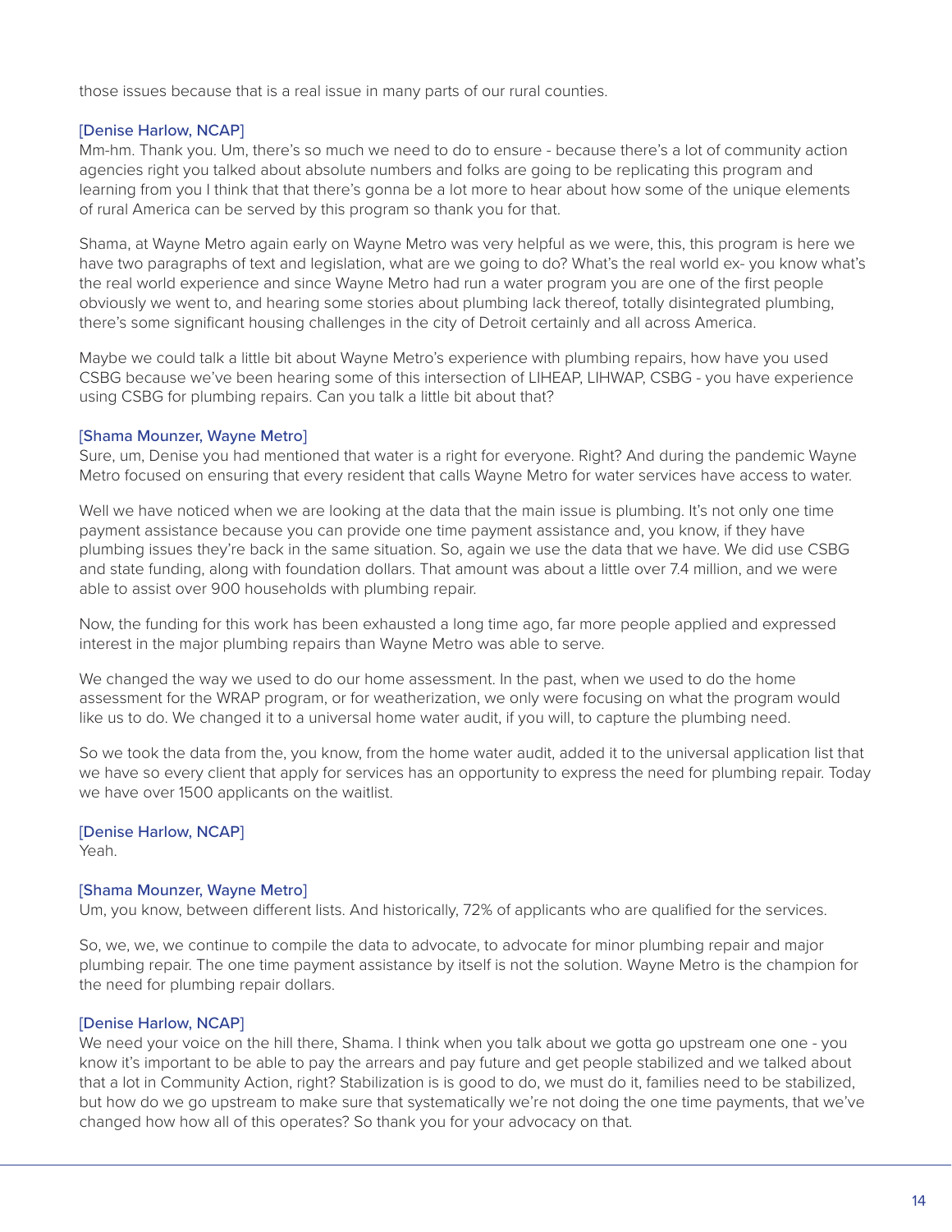those issues because that is a real issue in many parts of our rural counties.

[Denise Harlow, NCAP]
Mm-hm. Thank you. Um, there's so much we need to do to ensure - because there's a lot of community action agencies right you talked about absolute numbers and folks are going to be replicating this program and learning from you I think that that there's gonna be a lot more to hear about how some of the unique elements of rural America can be served by this program so thank you for that.

Shama, at Wayne Metro again early on Wayne Metro was very helpful as we were, this, this program is here we have two paragraphs of text and legislation, what are we going to do? What's the real world ex- you know what's the real world experience and since Wayne Metro had run a water program you are one of the first people obviously we went to, and hearing some stories about plumbing lack thereof, totally disintegrated plumbing, there's some significant housing challenges in the city of Detroit certainly and all across America.

Maybe we could talk a little bit about Wayne Metro's experience with plumbing repairs, how have you used CSBG because we've been hearing some of this intersection of LIHEAP, LIHWAP, CSBG - you have experience using CSBG for plumbing repairs. Can you talk a little bit about that?

[Shama Mounzer, Wayne Metro]
Sure, um, Denise you had mentioned that water is a right for everyone. Right? And during the pandemic Wayne Metro focused on ensuring that every resident that calls Wayne Metro for water services have access to water.

Well we have noticed when we are looking at the data that the main issue is plumbing. It's not only one time payment assistance because you can provide one time payment assistance and, you know, if they have plumbing issues they're back in the same situation. So, again we use the data that we have. We did use CSBG and state funding, along with foundation dollars. That amount was about a little over 7.4 million, and we were able to assist over 900 households with plumbing repair.

Now, the funding for this work has been exhausted a long time ago, far more people applied and expressed interest in the major plumbing repairs than Wayne Metro was able to serve.

We changed the way we used to do our home assessment. In the past, when we used to do the home assessment for the WRAP program, or for weatherization, we only were focusing on what the program would like us to do. We changed it to a universal home water audit, if you will, to capture the plumbing need.

So we took the data from the, you know, from the home water audit, added it to the universal application list that we have so every client that apply for services has an opportunity to express the need for plumbing repair. Today we have over 1500 applicants on the waitlist.

[Denise Harlow, NCAP]
Yeah.

[Shama Mounzer, Wayne Metro]
Um, you know, between different lists. And historically, 72% of applicants who are qualified for the services.

So, we, we, we continue to compile the data to advocate, to advocate for minor plumbing repair and major plumbing repair. The one time payment assistance by itself is not the solution. Wayne Metro is the champion for the need for plumbing repair dollars.

[Denise Harlow, NCAP]
We need your voice on the hill there, Shama. I think when you talk about we gotta go upstream one one - you know it's important to be able to pay the arrears and pay future and get people stabilized and we talked about that a lot in Community Action, right? Stabilization is is good to do, we must do it, families need to be stabilized, but how do we go upstream to make sure that systematically we're not doing the one time payments, that we've changed how how all of this operates? So thank you for your advocacy on that.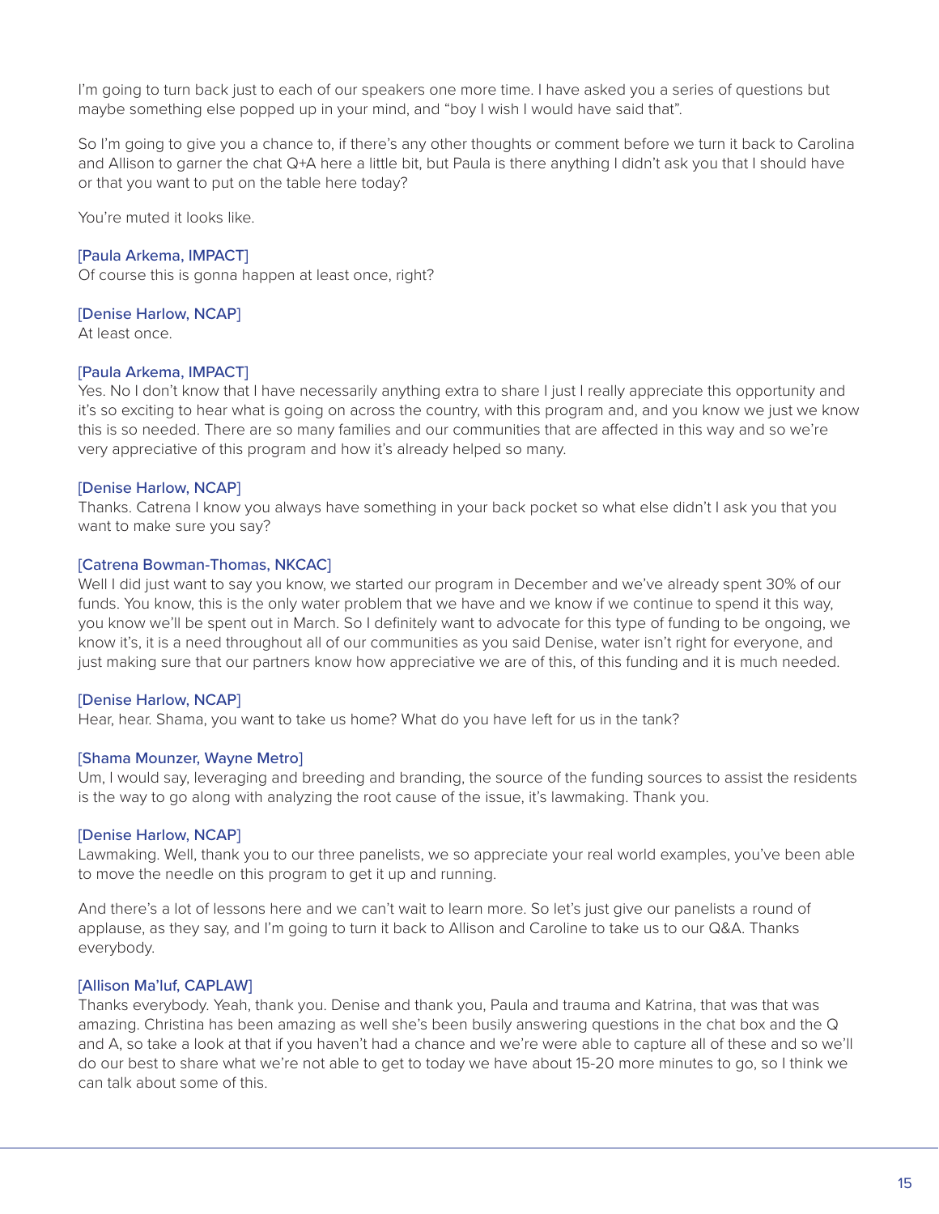I'm going to turn back just to each of our speakers one more time. I have asked you a series of questions but maybe something else popped up in your mind, and "boy I wish I would have said that".

So I'm going to give you a chance to, if there's any other thoughts or comment before we turn it back to Carolina and Allison to garner the chat Q+A here a little bit, but Paula is there anything I didn't ask you that I should have or that you want to put on the table here today?

You're muted it looks like.

[Paula Arkema, IMPACT]
Of course this is gonna happen at least once, right?

[Denise Harlow, NCAP]
At least once.

[Paula Arkema, IMPACT]
Yes. No I don't know that I have necessarily anything extra to share I just I really appreciate this opportunity and it's so exciting to hear what is going on across the country, with this program and, and you know we just we know this is so needed. There are so many families and our communities that are affected in this way and so we're very appreciative of this program and how it's already helped so many.

[Denise Harlow, NCAP]
Thanks. Catrena I know you always have something in your back pocket so what else didn't I ask you that you want to make sure you say?

[Catrena Bowman-Thomas, NKCAC]
Well I did just want to say you know, we started our program in December and we've already spent 30% of our funds. You know, this is the only water problem that we have and we know if we continue to spend it this way, you know we'll be spent out in March. So I definitely want to advocate for this type of funding to be ongoing, we know it's, it is a need throughout all of our communities as you said Denise, water isn't right for everyone, and just making sure that our partners know how appreciative we are of this, of this funding and it is much needed.

[Denise Harlow, NCAP]
Hear, hear. Shama, you want to take us home? What do you have left for us in the tank?

[Shama Mounzer, Wayne Metro]
Um, I would say, leveraging and breeding and branding, the source of the funding sources to assist the residents is the way to go along with analyzing the root cause of the issue, it's lawmaking. Thank you.

[Denise Harlow, NCAP]
Lawmaking. Well, thank you to our three panelists, we so appreciate your real world examples, you've been able to move the needle on this program to get it up and running.

And there's a lot of lessons here and we can't wait to learn more. So let's just give our panelists a round of applause, as they say, and I'm going to turn it back to Allison and Caroline to take us to our Q&A. Thanks everybody.

[Allison Ma'luf, CAPLAW]
Thanks everybody. Yeah, thank you. Denise and thank you, Paula and trauma and Katrina, that was that was amazing. Christina has been amazing as well she's been busily answering questions in the chat box and the Q and A, so take a look at that if you haven't had a chance and we're were able to capture all of these and so we'll do our best to share what we're not able to get to today we have about 15-20 more minutes to go, so I think we can talk about some of this.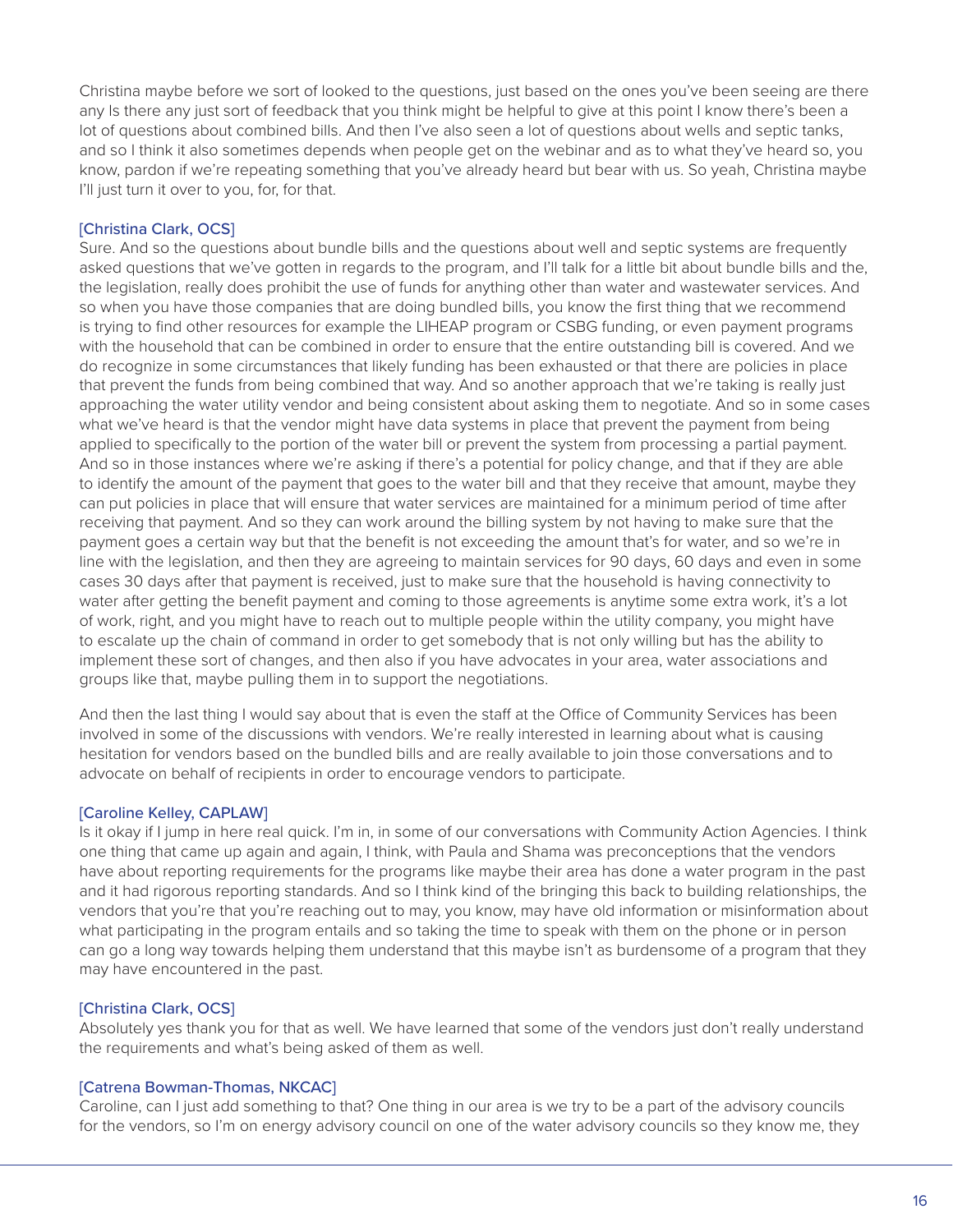Christina maybe before we sort of looked to the questions, just based on the ones you've been seeing are there any Is there any just sort of feedback that you think might be helpful to give at this point I know there's been a lot of questions about combined bills. And then I've also seen a lot of questions about wells and septic tanks, and so I think it also sometimes depends when people get on the webinar and as to what they've heard so, you know, pardon if we're repeating something that you've already heard but bear with us. So yeah, Christina maybe I'll just turn it over to you, for, for that.

[Christina Clark, OCS]
Sure. And so the questions about bundle bills and the questions about well and septic systems are frequently asked questions that we've gotten in regards to the program, and I'll talk for a little bit about bundle bills and the, the legislation, really does prohibit the use of funds for anything other than water and wastewater services. And so when you have those companies that are doing bundled bills, you know the first thing that we recommend is trying to find other resources for example the LIHEAP program or CSBG funding, or even payment programs with the household that can be combined in order to ensure that the entire outstanding bill is covered. And we do recognize in some circumstances that likely funding has been exhausted or that there are policies in place that prevent the funds from being combined that way. And so another approach that we're taking is really just approaching the water utility vendor and being consistent about asking them to negotiate. And so in some cases what we've heard is that the vendor might have data systems in place that prevent the payment from being applied to specifically to the portion of the water bill or prevent the system from processing a partial payment. And so in those instances where we're asking if there's a potential for policy change, and that if they are able to identify the amount of the payment that goes to the water bill and that they receive that amount, maybe they can put policies in place that will ensure that water services are maintained for a minimum period of time after receiving that payment. And so they can work around the billing system by not having to make sure that the payment goes a certain way but that the benefit is not exceeding the amount that's for water, and so we're in line with the legislation, and then they are agreeing to maintain services for 90 days, 60 days and even in some cases 30 days after that payment is received, just to make sure that the household is having connectivity to water after getting the benefit payment and coming to those agreements is anytime some extra work, it's a lot of work, right, and you might have to reach out to multiple people within the utility company, you might have to escalate up the chain of command in order to get somebody that is not only willing but has the ability to implement these sort of changes, and then also if you have advocates in your area, water associations and groups like that, maybe pulling them in to support the negotiations.

And then the last thing I would say about that is even the staff at the Office of Community Services has been involved in some of the discussions with vendors. We're really interested in learning about what is causing hesitation for vendors based on the bundled bills and are really available to join those conversations and to advocate on behalf of recipients in order to encourage vendors to participate.

[Caroline Kelley, CAPLAW]
Is it okay if I jump in here real quick. I'm in, in some of our conversations with Community Action Agencies. I think one thing that came up again and again, I think, with Paula and Shama was preconceptions that the vendors have about reporting requirements for the programs like maybe their area has done a water program in the past and it had rigorous reporting standards. And so I think kind of the bringing this back to building relationships, the vendors that you're that you're reaching out to may, you know, may have old information or misinformation about what participating in the program entails and so taking the time to speak with them on the phone or in person can go a long way towards helping them understand that this maybe isn't as burdensome of a program that they may have encountered in the past.

[Christina Clark, OCS]
Absolutely yes thank you for that as well. We have learned that some of the vendors just don't really understand the requirements and what's being asked of them as well.

[Catrena Bowman-Thomas, NKCAC]
Caroline, can I just add something to that? One thing in our area is we try to be a part of the advisory councils for the vendors, so I'm on energy advisory council on one of the water advisory councils so they know me, they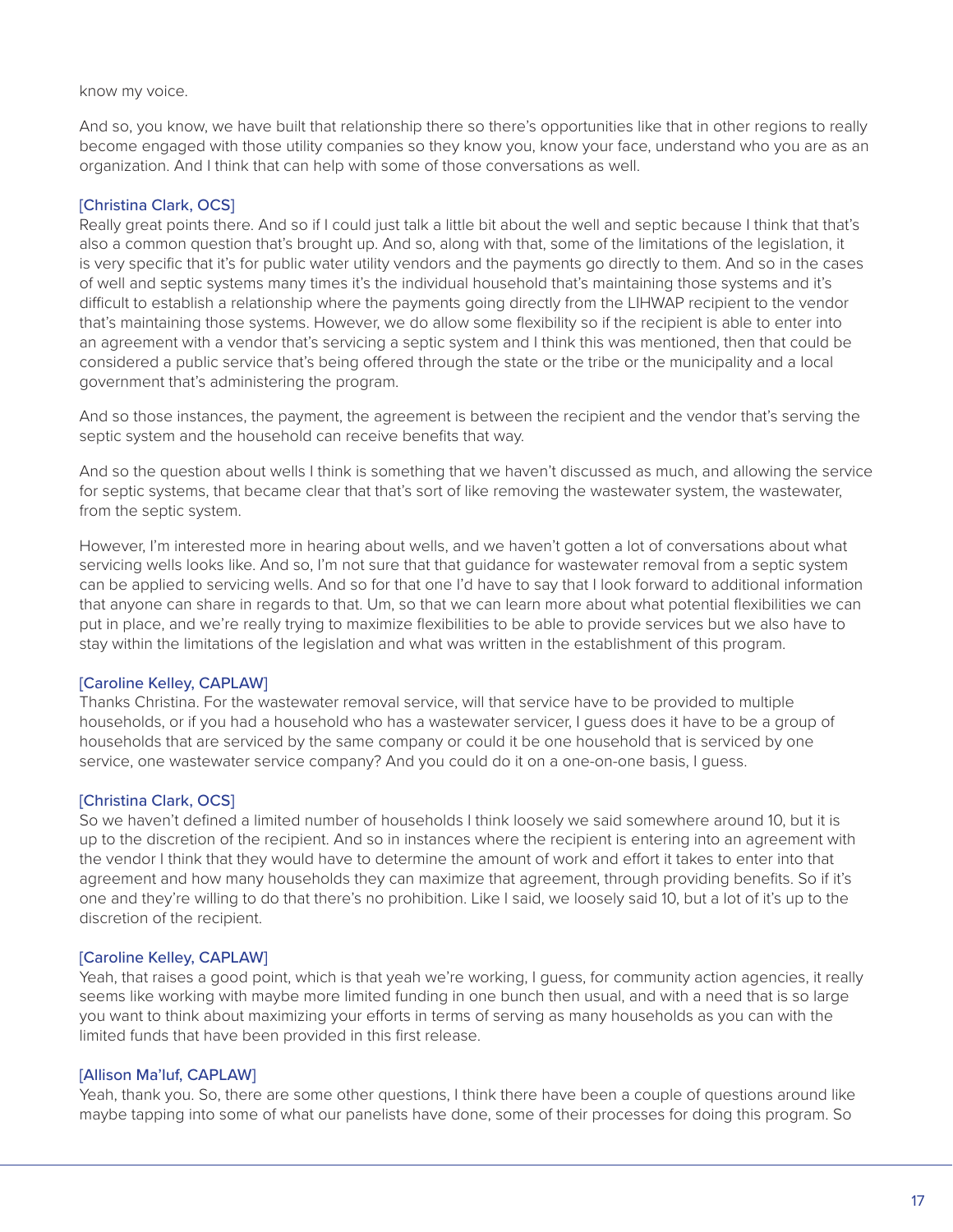know my voice.

And so, you know, we have built that relationship there so there's opportunities like that in other regions to really become engaged with those utility companies so they know you, know your face, understand who you are as an organization. And I think that can help with some of those conversations as well.

[Christina Clark, OCS]
Really great points there. And so if I could just talk a little bit about the well and septic because I think that that's also a common question that's brought up. And so, along with that, some of the limitations of the legislation, it is very specific that it's for public water utility vendors and the payments go directly to them. And so in the cases of well and septic systems many times it's the individual household that's maintaining those systems and it's difficult to establish a relationship where the payments going directly from the LIHWAP recipient to the vendor that's maintaining those systems. However, we do allow some flexibility so if the recipient is able to enter into an agreement with a vendor that's servicing a septic system and I think this was mentioned, then that could be considered a public service that's being offered through the state or the tribe or the municipality and a local government that's administering the program.

And so those instances, the payment, the agreement is between the recipient and the vendor that's serving the septic system and the household can receive benefits that way.

And so the question about wells I think is something that we haven't discussed as much, and allowing the service for septic systems, that became clear that that's sort of like removing the wastewater system, the wastewater, from the septic system.

However, I'm interested more in hearing about wells, and we haven't gotten a lot of conversations about what servicing wells looks like. And so, I'm not sure that that guidance for wastewater removal from a septic system can be applied to servicing wells. And so for that one I'd have to say that I look forward to additional information that anyone can share in regards to that. Um, so that we can learn more about what potential flexibilities we can put in place, and we're really trying to maximize flexibilities to be able to provide services but we also have to stay within the limitations of the legislation and what was written in the establishment of this program.

[Caroline Kelley, CAPLAW]
Thanks Christina. For the wastewater removal service, will that service have to be provided to multiple households, or if you had a household who has a wastewater servicer, I guess does it have to be a group of households that are serviced by the same company or could it be one household that is serviced by one service, one wastewater service company? And you could do it on a one-on-one basis, I guess.

[Christina Clark, OCS]
So we haven't defined a limited number of households I think loosely we said somewhere around 10, but it is up to the discretion of the recipient. And so in instances where the recipient is entering into an agreement with the vendor I think that they would have to determine the amount of work and effort it takes to enter into that agreement and how many households they can maximize that agreement, through providing benefits. So if it's one and they're willing to do that there's no prohibition. Like I said, we loosely said 10, but a lot of it's up to the discretion of the recipient.

[Caroline Kelley, CAPLAW]
Yeah, that raises a good point, which is that yeah we're working, I guess, for community action agencies, it really seems like working with maybe more limited funding in one bunch then usual, and with a need that is so large you want to think about maximizing your efforts in terms of serving as many households as you can with the limited funds that have been provided in this first release.

[Allison Ma'luf, CAPLAW]
Yeah, thank you. So, there are some other questions, I think there have been a couple of questions around like maybe tapping into some of what our panelists have done, some of their processes for doing this program. So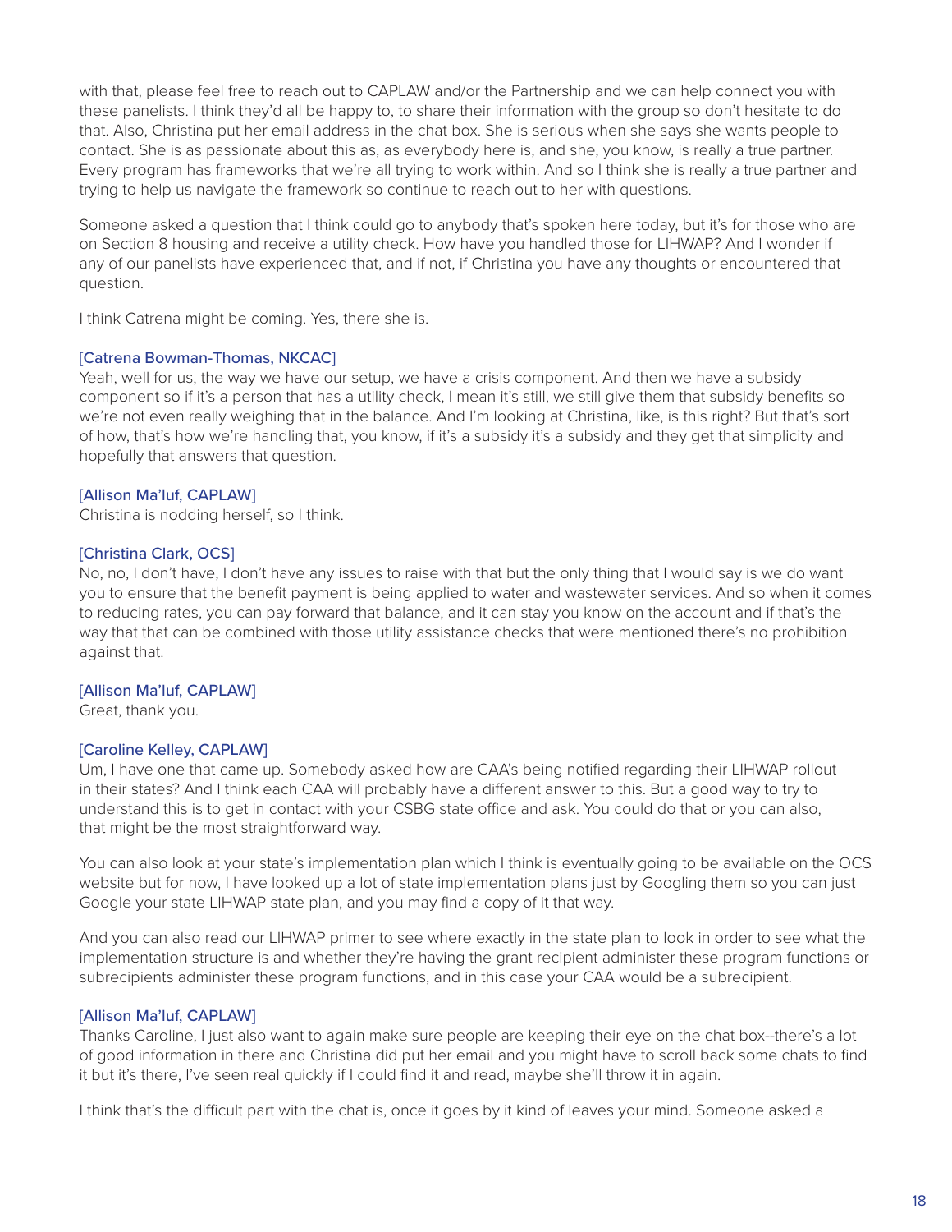with that, please feel free to reach out to CAPLAW and/or the Partnership and we can help connect you with these panelists. I think they'd all be happy to, to share their information with the group so don't hesitate to do that. Also, Christina put her email address in the chat box. She is serious when she says she wants people to contact. She is as passionate about this as, as everybody here is, and she, you know, is really a true partner. Every program has frameworks that we're all trying to work within. And so I think she is really a true partner and trying to help us navigate the framework so continue to reach out to her with questions.

Someone asked a question that I think could go to anybody that's spoken here today, but it's for those who are on Section 8 housing and receive a utility check. How have you handled those for LIHWAP? And I wonder if any of our panelists have experienced that, and if not, if Christina you have any thoughts or encountered that question.

I think Catrena might be coming. Yes, there she is.

[Catrena Bowman-Thomas, NKCAC]
Yeah, well for us, the way we have our setup, we have a crisis component. And then we have a subsidy component so if it's a person that has a utility check, I mean it's still, we still give them that subsidy benefits so we're not even really weighing that in the balance. And I'm looking at Christina, like, is this right? But that's sort of how, that's how we're handling that, you know, if it's a subsidy it's a subsidy and they get that simplicity and hopefully that answers that question.

[Allison Ma'luf, CAPLAW]
Christina is nodding herself, so I think.

[Christina Clark, OCS]
No, no, I don't have, I don't have any issues to raise with that but the only thing that I would say is we do want you to ensure that the benefit payment is being applied to water and wastewater services. And so when it comes to reducing rates, you can pay forward that balance, and it can stay you know on the account and if that's the way that that can be combined with those utility assistance checks that were mentioned there's no prohibition against that.

[Allison Ma'luf, CAPLAW]
Great, thank you.

[Caroline Kelley, CAPLAW]
Um, I have one that came up. Somebody asked how are CAA's being notified regarding their LIHWAP rollout in their states? And I think each CAA will probably have a different answer to this. But a good way to try to understand this is to get in contact with your CSBG state office and ask. You could do that or you can also, that might be the most straightforward way.

You can also look at your state's implementation plan which I think is eventually going to be available on the OCS website but for now, I have looked up a lot of state implementation plans just by Googling them so you can just Google your state LIHWAP state plan, and you may find a copy of it that way.

And you can also read our LIHWAP primer to see where exactly in the state plan to look in order to see what the implementation structure is and whether they're having the grant recipient administer these program functions or subrecipients administer these program functions, and in this case your CAA would be a subrecipient.

[Allison Ma'luf, CAPLAW]
Thanks Caroline, I just also want to again make sure people are keeping their eye on the chat box--there's a lot of good information in there and Christina did put her email and you might have to scroll back some chats to find it but it's there, I've seen real quickly if I could find it and read, maybe she'll throw it in again.

I think that's the difficult part with the chat is, once it goes by it kind of leaves your mind. Someone asked a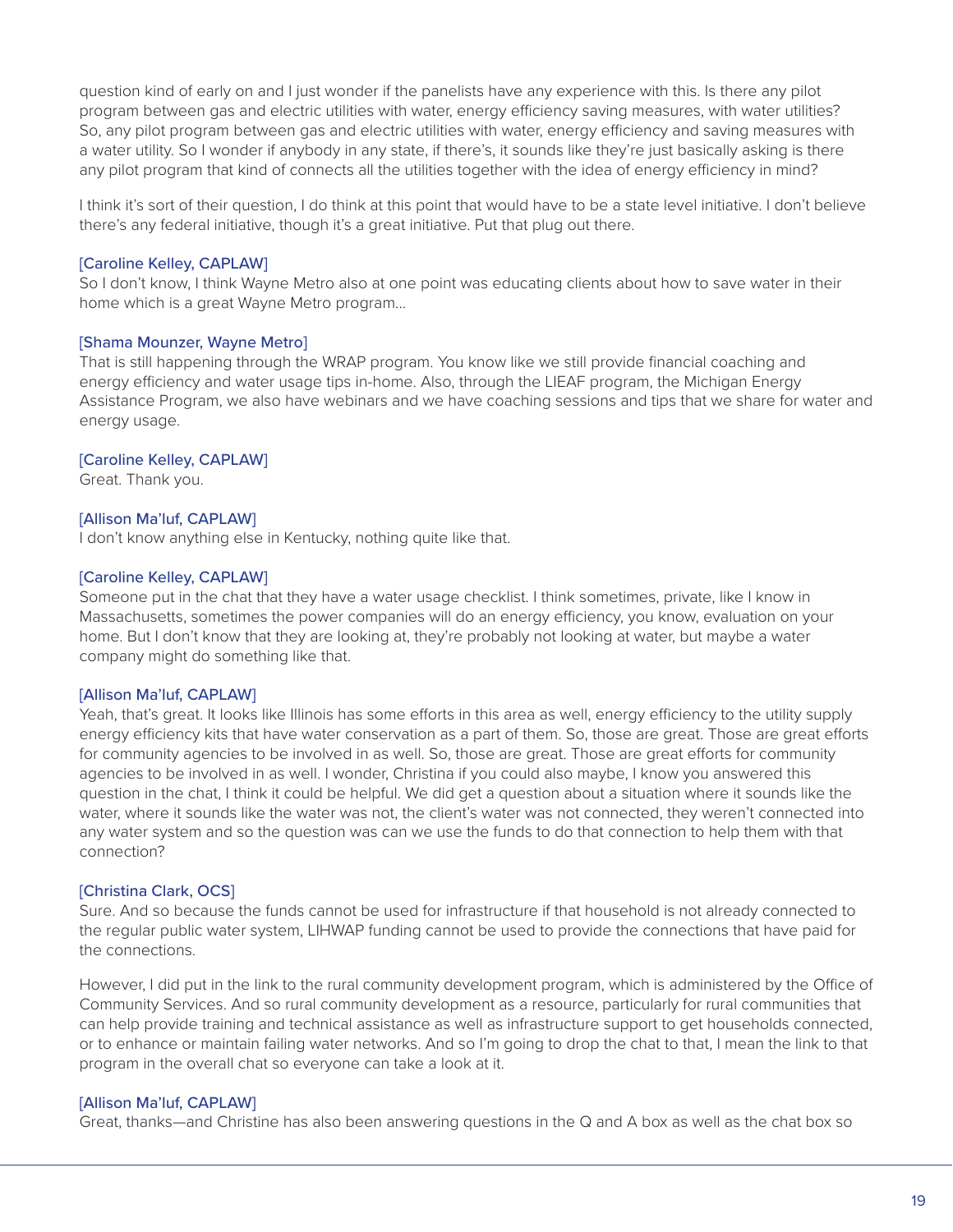question kind of early on and I just wonder if the panelists have any experience with this. Is there any pilot program between gas and electric utilities with water, energy efficiency saving measures, with water utilities? So, any pilot program between gas and electric utilities with water, energy efficiency and saving measures with a water utility. So I wonder if anybody in any state, if there's, it sounds like they're just basically asking is there any pilot program that kind of connects all the utilities together with the idea of energy efficiency in mind?

I think it's sort of their question, I do think at this point that would have to be a state level initiative. I don't believe there's any federal initiative, though it's a great initiative. Put that plug out there.

[Caroline Kelley, CAPLAW]
So I don't know, I think Wayne Metro also at one point was educating clients about how to save water in their home which is a great Wayne Metro program...

[Shama Mounzer, Wayne Metro]
That is still happening through the WRAP program. You know like we still provide financial coaching and energy efficiency and water usage tips in-home. Also, through the LIEAF program, the Michigan Energy Assistance Program, we also have webinars and we have coaching sessions and tips that we share for water and energy usage.

[Caroline Kelley, CAPLAW]
Great. Thank you.

[Allison Ma'luf, CAPLAW]
I don't know anything else in Kentucky, nothing quite like that.

[Caroline Kelley, CAPLAW]
Someone put in the chat that they have a water usage checklist. I think sometimes, private, like I know in Massachusetts, sometimes the power companies will do an energy efficiency, you know, evaluation on your home. But I don't know that they are looking at, they're probably not looking at water, but maybe a water company might do something like that.

[Allison Ma'luf, CAPLAW]
Yeah, that's great. It looks like Illinois has some efforts in this area as well, energy efficiency to the utility supply energy efficiency kits that have water conservation as a part of them. So, those are great. Those are great efforts for community agencies to be involved in as well. So, those are great. Those are great efforts for community agencies to be involved in as well. I wonder, Christina if you could also maybe, I know you answered this question in the chat, I think it could be helpful. We did get a question about a situation where it sounds like the water, where it sounds like the water was not, the client's water was not connected, they weren't connected into any water system and so the question was can we use the funds to do that connection to help them with that connection?

[Christina Clark, OCS]
Sure. And so because the funds cannot be used for infrastructure if that household is not already connected to the regular public water system, LIHWAP funding cannot be used to provide the connections that have paid for the connections.

However, I did put in the link to the rural community development program, which is administered by the Office of Community Services. And so rural community development as a resource, particularly for rural communities that can help provide training and technical assistance as well as infrastructure support to get households connected, or to enhance or maintain failing water networks. And so I'm going to drop the chat to that, I mean the link to that program in the overall chat so everyone can take a look at it.

[Allison Ma'luf, CAPLAW]
Great, thanks—and Christine has also been answering questions in the Q and A box as well as the chat box so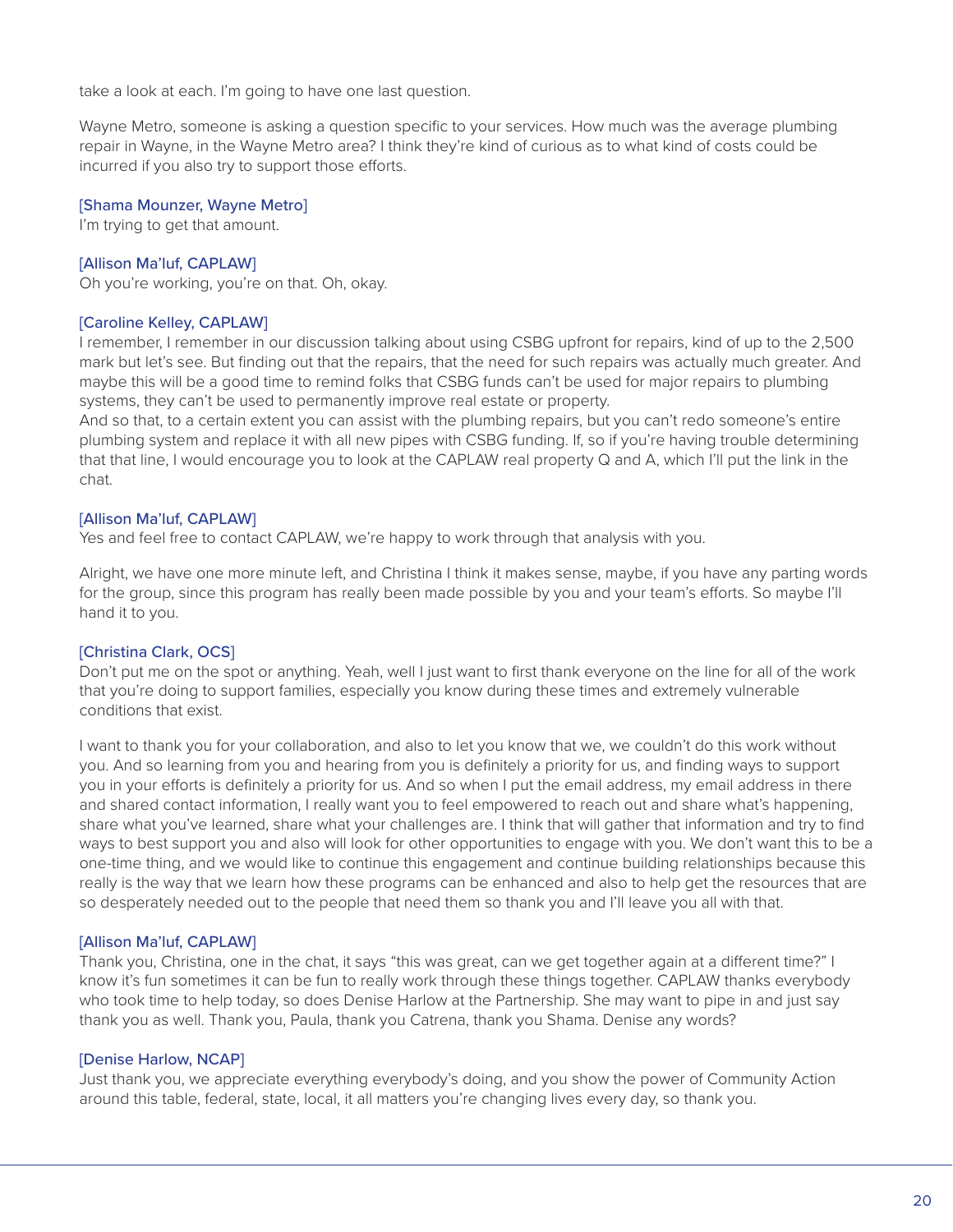take a look at each. I'm going to have one last question.

Wayne Metro, someone is asking a question specific to your services. How much was the average plumbing repair in Wayne, in the Wayne Metro area? I think they're kind of curious as to what kind of costs could be incurred if you also try to support those efforts.

[Shama Mounzer, Wayne Metro]
I'm trying to get that amount.

[Allison Ma'luf, CAPLAW]
Oh you're working, you're on that. Oh, okay.

[Caroline Kelley, CAPLAW]
I remember, I remember in our discussion talking about using CSBG upfront for repairs, kind of up to the 2,500 mark but let's see. But finding out that the repairs, that the need for such repairs was actually much greater. And maybe this will be a good time to remind folks that CSBG funds can't be used for major repairs to plumbing systems, they can't be used to permanently improve real estate or property.
And so that, to a certain extent you can assist with the plumbing repairs, but you can't redo someone's entire plumbing system and replace it with all new pipes with CSBG funding. If, so if you're having trouble determining that that line, I would encourage you to look at the CAPLAW real property Q and A, which I'll put the link in the chat.

[Allison Ma'luf, CAPLAW]
Yes and feel free to contact CAPLAW, we're happy to work through that analysis with you.

Alright, we have one more minute left, and Christina I think it makes sense, maybe, if you have any parting words for the group, since this program has really been made possible by you and your team's efforts. So maybe I'll hand it to you.

[Christina Clark, OCS]
Don't put me on the spot or anything. Yeah, well I just want to first thank everyone on the line for all of the work that you're doing to support families, especially you know during these times and extremely vulnerable conditions that exist.

I want to thank you for your collaboration, and also to let you know that we, we couldn't do this work without you. And so learning from you and hearing from you is definitely a priority for us, and finding ways to support you in your efforts is definitely a priority for us. And so when I put the email address, my email address in there and shared contact information, I really want you to feel empowered to reach out and share what's happening, share what you've learned, share what your challenges are. I think that will gather that information and try to find ways to best support you and also will look for other opportunities to engage with you. We don't want this to be a one-time thing, and we would like to continue this engagement and continue building relationships because this really is the way that we learn how these programs can be enhanced and also to help get the resources that are so desperately needed out to the people that need them so thank you and I'll leave you all with that.

[Allison Ma'luf, CAPLAW]
Thank you, Christina, one in the chat, it says "this was great, can we get together again at a different time?" I know it's fun sometimes it can be fun to really work through these things together. CAPLAW thanks everybody who took time to help today, so does Denise Harlow at the Partnership. She may want to pipe in and just say thank you as well. Thank you, Paula, thank you Catrena, thank you Shama. Denise any words?

[Denise Harlow, NCAP]
Just thank you, we appreciate everything everybody's doing, and you show the power of Community Action around this table, federal, state, local, it all matters you're changing lives every day, so thank you.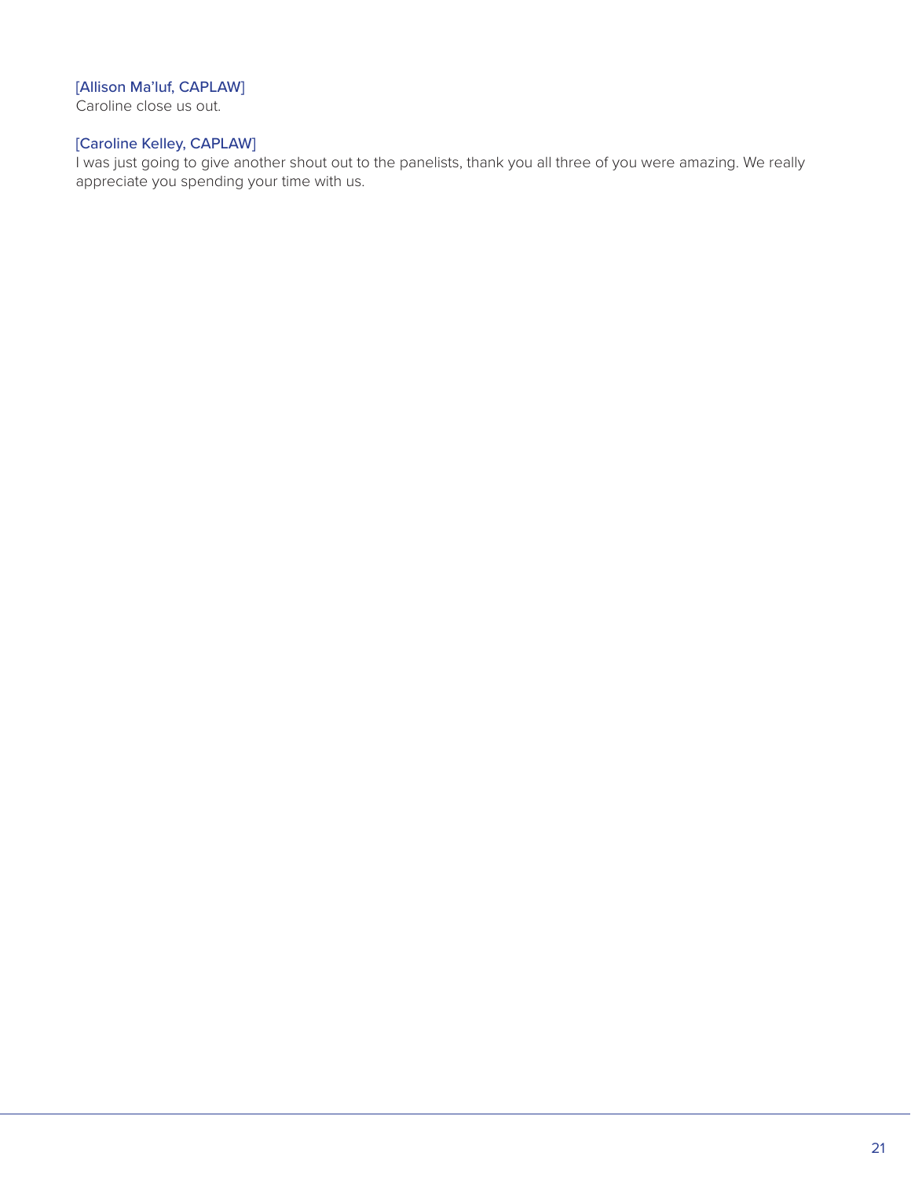[Allison Ma'luf, CAPLAW]
Caroline close us out.

[Caroline Kelley, CAPLAW]
I was just going to give another shout out to the panelists, thank you all three of you were amazing. We really appreciate you spending your time with us.